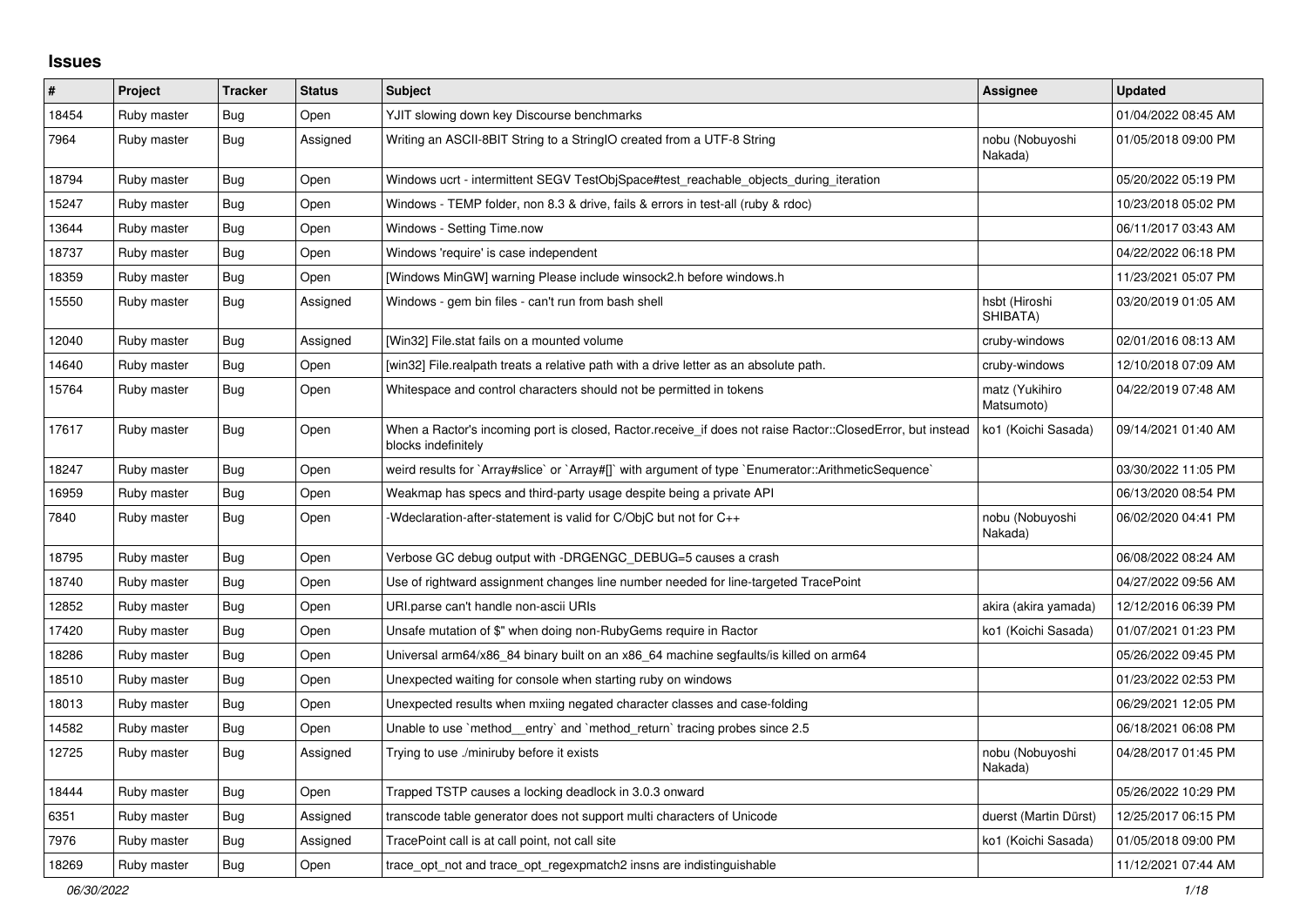# Issues

| # | Project | Tracker | Status | Subject | Assignee | Updated |
|---|---|---|---|---|---|---|
| 18454 | Ruby master | Bug | Open | YJIT slowing down key Discourse benchmarks | | 01/04/2022 08:45 AM |
| 7964 | Ruby master | Bug | Assigned | Writing an ASCII-8BIT String to a StringIO created from a UTF-8 String | nobu (Nobuyoshi Nakada) | 01/05/2018 09:00 PM |
| 18794 | Ruby master | Bug | Open | Windows ucrt - intermittent SEGV TestObjSpace#test_reachable_objects_during_iteration | | 05/20/2022 05:19 PM |
| 15247 | Ruby master | Bug | Open | Windows - TEMP folder, non 8.3 & drive, fails & errors in test-all (ruby & rdoc) | | 10/23/2018 05:02 PM |
| 13644 | Ruby master | Bug | Open | Windows - Setting Time.now | | 06/11/2017 03:43 AM |
| 18737 | Ruby master | Bug | Open | Windows 'require' is case independent | | 04/22/2022 06:18 PM |
| 18359 | Ruby master | Bug | Open | [Windows MinGW] warning Please include winsock2.h before windows.h | | 11/23/2021 05:07 PM |
| 15550 | Ruby master | Bug | Assigned | Windows - gem bin files - can't run from bash shell | hsbt (Hiroshi SHIBATA) | 03/20/2019 01:05 AM |
| 12040 | Ruby master | Bug | Assigned | [Win32] File.stat fails on a mounted volume | cruby-windows | 02/01/2016 08:13 AM |
| 14640 | Ruby master | Bug | Open | [win32] File.realpath treats a relative path with a drive letter as an absolute path. | cruby-windows | 12/10/2018 07:09 AM |
| 15764 | Ruby master | Bug | Open | Whitespace and control characters should not be permitted in tokens | matz (Yukihiro Matsumoto) | 04/22/2019 07:48 AM |
| 17617 | Ruby master | Bug | Open | When a Ractor's incoming port is closed, Ractor.receive_if does not raise Ractor::ClosedError, but instead blocks indefinitely | ko1 (Koichi Sasada) | 09/14/2021 01:40 AM |
| 18247 | Ruby master | Bug | Open | weird results for `Array#slice` or `Array#[]` with argument of type `Enumerator::ArithmeticSequence` | | 03/30/2022 11:05 PM |
| 16959 | Ruby master | Bug | Open | Weakmap has specs and third-party usage despite being a private API | | 06/13/2020 08:54 PM |
| 7840 | Ruby master | Bug | Open | -Wdeclaration-after-statement is valid for C/ObjC but not for C++ | nobu (Nobuyoshi Nakada) | 06/02/2020 04:41 PM |
| 18795 | Ruby master | Bug | Open | Verbose GC debug output with -DRGENGC_DEBUG=5 causes a crash | | 06/08/2022 08:24 AM |
| 18740 | Ruby master | Bug | Open | Use of rightward assignment changes line number needed for line-targeted TracePoint | | 04/27/2022 09:56 AM |
| 12852 | Ruby master | Bug | Open | URI.parse can't handle non-ascii URIs | akira (akira yamada) | 12/12/2016 06:39 PM |
| 17420 | Ruby master | Bug | Open | Unsafe mutation of $" when doing non-RubyGems require in Ractor | ko1 (Koichi Sasada) | 01/07/2021 01:23 PM |
| 18286 | Ruby master | Bug | Open | Universal arm64/x86_84 binary built on an x86_64 machine segfaults/is killed on arm64 | | 05/26/2022 09:45 PM |
| 18510 | Ruby master | Bug | Open | Unexpected waiting for console when starting ruby on windows | | 01/23/2022 02:53 PM |
| 18013 | Ruby master | Bug | Open | Unexpected results when mxiing negated character classes and case-folding | | 06/29/2021 12:05 PM |
| 14582 | Ruby master | Bug | Open | Unable to use `method__entry` and `method_return` tracing probes since 2.5 | | 06/18/2021 06:08 PM |
| 12725 | Ruby master | Bug | Assigned | Trying to use ./miniruby before it exists | nobu (Nobuyoshi Nakada) | 04/28/2017 01:45 PM |
| 18444 | Ruby master | Bug | Open | Trapped TSTP causes a locking deadlock in 3.0.3 onward | | 05/26/2022 10:29 PM |
| 6351 | Ruby master | Bug | Assigned | transcode table generator does not support multi characters of Unicode | duerst (Martin Dürst) | 12/25/2017 06:15 PM |
| 7976 | Ruby master | Bug | Assigned | TracePoint call is at call point, not call site | ko1 (Koichi Sasada) | 01/05/2018 09:00 PM |
| 18269 | Ruby master | Bug | Open | trace_opt_not and trace_opt_regexpmatch2 insns are indistinguishable | | 11/12/2021 07:44 AM |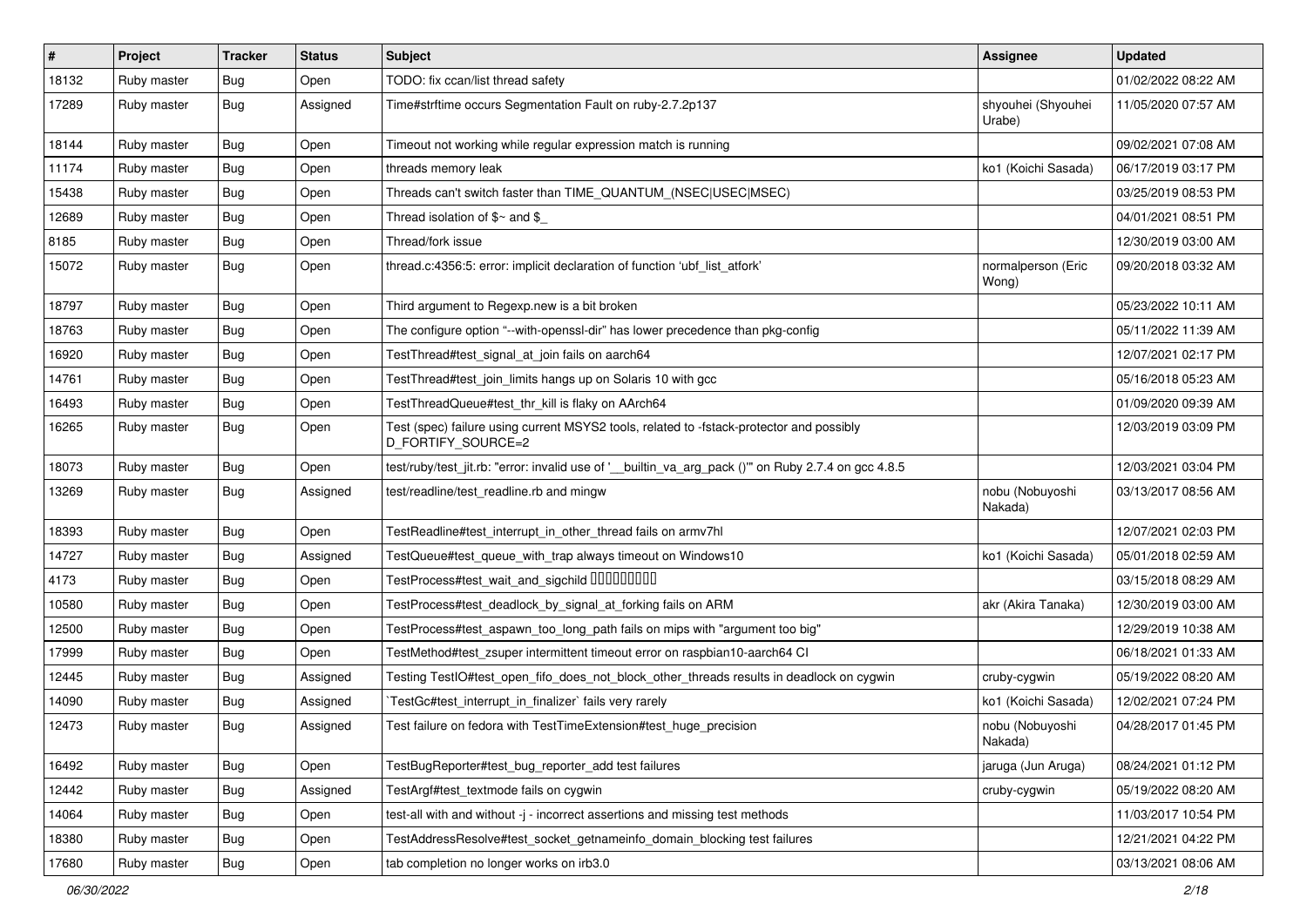| # | Project | Tracker | Status | Subject | Assignee | Updated |
|---|---|---|---|---|---|---|
| 18132 | Ruby master | Bug | Open | TODO: fix ccan/list thread safety | | 01/02/2022 08:22 AM |
| 17289 | Ruby master | Bug | Assigned | Time#strftime occurs Segmentation Fault on ruby-2.7.2p137 | shyouhei (Shyouhei Urabe) | 11/05/2020 07:57 AM |
| 18144 | Ruby master | Bug | Open | Timeout not working while regular expression match is running | | 09/02/2021 07:08 AM |
| 11174 | Ruby master | Bug | Open | threads memory leak | ko1 (Koichi Sasada) | 06/17/2019 03:17 PM |
| 15438 | Ruby master | Bug | Open | Threads can't switch faster than TIME_QUANTUM_(NSEC\|USEC\|MSEC) | | 03/25/2019 08:53 PM |
| 12689 | Ruby master | Bug | Open | Thread isolation of $~ and $_ | | 04/01/2021 08:51 PM |
| 8185 | Ruby master | Bug | Open | Thread/fork issue | | 12/30/2019 03:00 AM |
| 15072 | Ruby master | Bug | Open | thread.c:4356:5: error: implicit declaration of function 'ubf_list_atfork' | normalperson (Eric Wong) | 09/20/2018 03:32 AM |
| 18797 | Ruby master | Bug | Open | Third argument to Regexp.new is a bit broken | | 05/23/2022 10:11 AM |
| 18763 | Ruby master | Bug | Open | The configure option "--with-openssl-dir" has lower precedence than pkg-config | | 05/11/2022 11:39 AM |
| 16920 | Ruby master | Bug | Open | TestThread#test_signal_at_join fails on aarch64 | | 12/07/2021 02:17 PM |
| 14761 | Ruby master | Bug | Open | TestThread#test_join_limits hangs up on Solaris 10 with gcc | | 05/16/2018 05:23 AM |
| 16493 | Ruby master | Bug | Open | TestThreadQueue#test_thr_kill is flaky on AArch64 | | 01/09/2020 09:39 AM |
| 16265 | Ruby master | Bug | Open | Test (spec) failure using current MSYS2 tools, related to -fstack-protector and possibly D_FORTIFY_SOURCE=2 | | 12/03/2019 03:09 PM |
| 18073 | Ruby master | Bug | Open | test/ruby/test_jit.rb: "error: invalid use of '__builtin_va_arg_pack ()'" on Ruby 2.7.4 on gcc 4.8.5 | | 12/03/2021 03:04 PM |
| 13269 | Ruby master | Bug | Assigned | test/readline/test_readline.rb and mingw | nobu (Nobuyoshi Nakada) | 03/13/2017 08:56 AM |
| 18393 | Ruby master | Bug | Open | TestReadline#test_interrupt_in_other_thread fails on armv7hl | | 12/07/2021 02:03 PM |
| 14727 | Ruby master | Bug | Assigned | TestQueue#test_queue_with_trap always timeout on Windows10 | ko1 (Koichi Sasada) | 05/01/2018 02:59 AM |
| 4173 | Ruby master | Bug | Open | TestProcess#test_wait_and_sigchild ��������� | | 03/15/2018 08:29 AM |
| 10580 | Ruby master | Bug | Open | TestProcess#test_deadlock_by_signal_at_forking fails on ARM | akr (Akira Tanaka) | 12/30/2019 03:00 AM |
| 12500 | Ruby master | Bug | Open | TestProcess#test_aspawn_too_long_path fails on mips with "argument too big" | | 12/29/2019 10:38 AM |
| 17999 | Ruby master | Bug | Open | TestMethod#test_zsuper intermittent timeout error on raspbian10-aarch64 CI | | 06/18/2021 01:33 AM |
| 12445 | Ruby master | Bug | Assigned | Testing TestIO#test_open_fifo_does_not_block_other_threads results in deadlock on cygwin | cruby-cygwin | 05/19/2022 08:20 AM |
| 14090 | Ruby master | Bug | Assigned | `TestGc#test_interrupt_in_finalizer` fails very rarely | ko1 (Koichi Sasada) | 12/02/2021 07:24 PM |
| 12473 | Ruby master | Bug | Assigned | Test failure on fedora with TestTimeExtension#test_huge_precision | nobu (Nobuyoshi Nakada) | 04/28/2017 01:45 PM |
| 16492 | Ruby master | Bug | Open | TestBugReporter#test_bug_reporter_add test failures | jaruga (Jun Aruga) | 08/24/2021 01:12 PM |
| 12442 | Ruby master | Bug | Assigned | TestArgf#test_textmode fails on cygwin | cruby-cygwin | 05/19/2022 08:20 AM |
| 14064 | Ruby master | Bug | Open | test-all with and without -j - incorrect assertions and missing test methods | | 11/03/2017 10:54 PM |
| 18380 | Ruby master | Bug | Open | TestAddressResolve#test_socket_getnameinfo_domain_blocking test failures | | 12/21/2021 04:22 PM |
| 17680 | Ruby master | Bug | Open | tab completion no longer works on irb3.0 | | 03/13/2021 08:06 AM |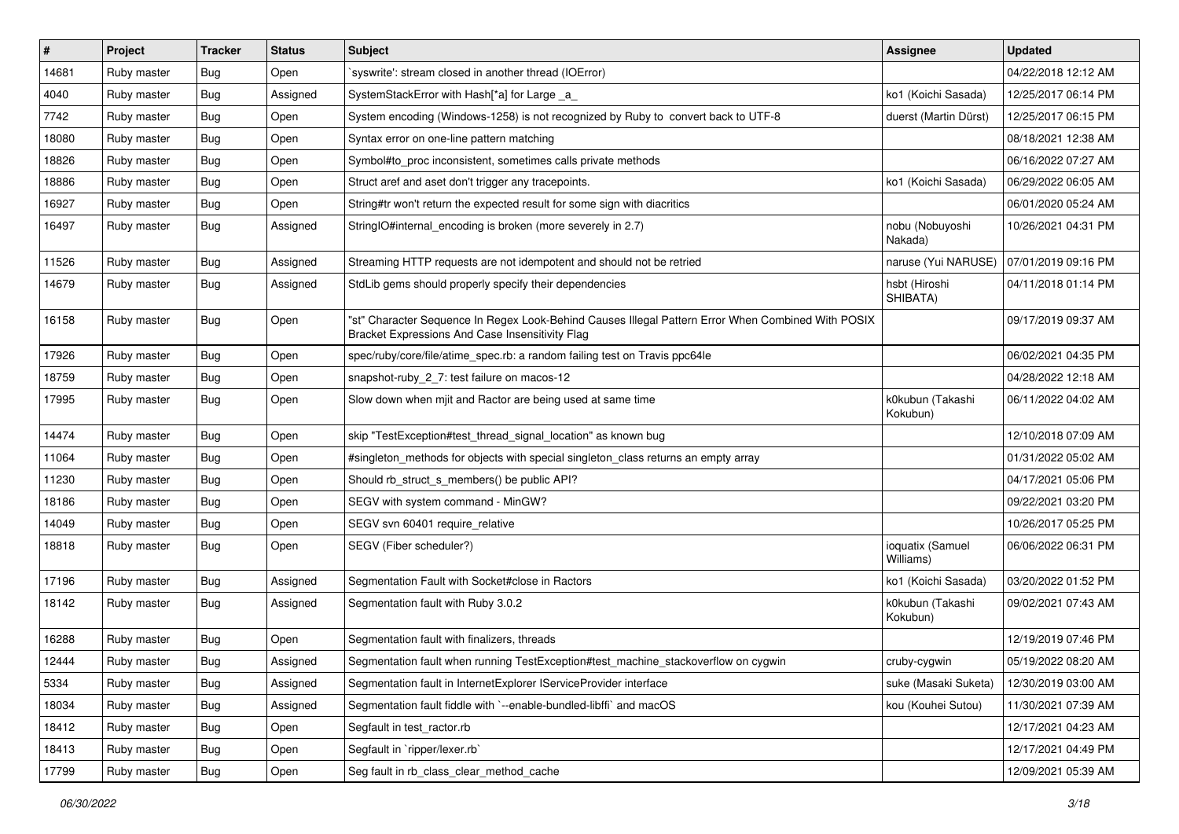| # | Project | Tracker | Status | Subject | Assignee | Updated |
|---|---|---|---|---|---|---|
| 14681 | Ruby master | Bug | Open | `syswrite': stream closed in another thread (IOError) | | 04/22/2018 12:12 AM |
| 4040 | Ruby master | Bug | Assigned | SystemStackError with Hash[*a] for Large _a_ | ko1 (Koichi Sasada) | 12/25/2017 06:14 PM |
| 7742 | Ruby master | Bug | Open | System encoding (Windows-1258) is not recognized by Ruby to convert back to UTF-8 | duerst (Martin Dürst) | 12/25/2017 06:15 PM |
| 18080 | Ruby master | Bug | Open | Syntax error on one-line pattern matching | | 08/18/2021 12:38 AM |
| 18826 | Ruby master | Bug | Open | Symbol#to_proc inconsistent, sometimes calls private methods | | 06/16/2022 07:27 AM |
| 18886 | Ruby master | Bug | Open | Struct aref and aset don't trigger any tracepoints. | ko1 (Koichi Sasada) | 06/29/2022 06:05 AM |
| 16927 | Ruby master | Bug | Open | String#tr won't return the expected result for some sign with diacritics | | 06/01/2020 05:24 AM |
| 16497 | Ruby master | Bug | Assigned | StringIO#internal_encoding is broken (more severely in 2.7) | nobu (Nobuyoshi Nakada) | 10/26/2021 04:31 PM |
| 11526 | Ruby master | Bug | Assigned | Streaming HTTP requests are not idempotent and should not be retried | naruse (Yui NARUSE) | 07/01/2019 09:16 PM |
| 14679 | Ruby master | Bug | Assigned | StdLib gems should properly specify their dependencies | hsbt (Hiroshi SHIBATA) | 04/11/2018 01:14 PM |
| 16158 | Ruby master | Bug | Open | "st" Character Sequence In Regex Look-Behind Causes Illegal Pattern Error When Combined With POSIX Bracket Expressions And Case Insensitivity Flag | | 09/17/2019 09:37 AM |
| 17926 | Ruby master | Bug | Open | spec/ruby/core/file/atime_spec.rb: a random failing test on Travis ppc64le | | 06/02/2021 04:35 PM |
| 18759 | Ruby master | Bug | Open | snapshot-ruby_2_7: test failure on macos-12 | | 04/28/2022 12:18 AM |
| 17995 | Ruby master | Bug | Open | Slow down when mjit and Ractor are being used at same time | k0kubun (Takashi Kokubun) | 06/11/2022 04:02 AM |
| 14474 | Ruby master | Bug | Open | skip "TestException#test_thread_signal_location" as known bug | | 12/10/2018 07:09 AM |
| 11064 | Ruby master | Bug | Open | #singleton_methods for objects with special singleton_class returns an empty array | | 01/31/2022 05:02 AM |
| 11230 | Ruby master | Bug | Open | Should rb_struct_s_members() be public API? | | 04/17/2021 05:06 PM |
| 18186 | Ruby master | Bug | Open | SEGV with system command - MinGW? | | 09/22/2021 03:20 PM |
| 14049 | Ruby master | Bug | Open | SEGV svn 60401 require_relative | | 10/26/2017 05:25 PM |
| 18818 | Ruby master | Bug | Open | SEGV (Fiber scheduler?) | ioquatix (Samuel Williams) | 06/06/2022 06:31 PM |
| 17196 | Ruby master | Bug | Assigned | Segmentation Fault with Socket#close in Ractors | ko1 (Koichi Sasada) | 03/20/2022 01:52 PM |
| 18142 | Ruby master | Bug | Assigned | Segmentation fault with Ruby 3.0.2 | k0kubun (Takashi Kokubun) | 09/02/2021 07:43 AM |
| 16288 | Ruby master | Bug | Open | Segmentation fault with finalizers, threads | | 12/19/2019 07:46 PM |
| 12444 | Ruby master | Bug | Assigned | Segmentation fault when running TestException#test_machine_stackoverflow on cygwin | cruby-cygwin | 05/19/2022 08:20 AM |
| 5334 | Ruby master | Bug | Assigned | Segmentation fault in InternetExplorer IServiceProvider interface | suke (Masaki Suketa) | 12/30/2019 03:00 AM |
| 18034 | Ruby master | Bug | Assigned | Segmentation fault fiddle with `--enable-bundled-libffi` and macOS | kou (Kouhei Sutou) | 11/30/2021 07:39 AM |
| 18412 | Ruby master | Bug | Open | Segfault in test_ractor.rb | | 12/17/2021 04:23 AM |
| 18413 | Ruby master | Bug | Open | Segfault in `ripper/lexer.rb` | | 12/17/2021 04:49 PM |
| 17799 | Ruby master | Bug | Open | Seg fault in rb_class_clear_method_cache | | 12/09/2021 05:39 AM |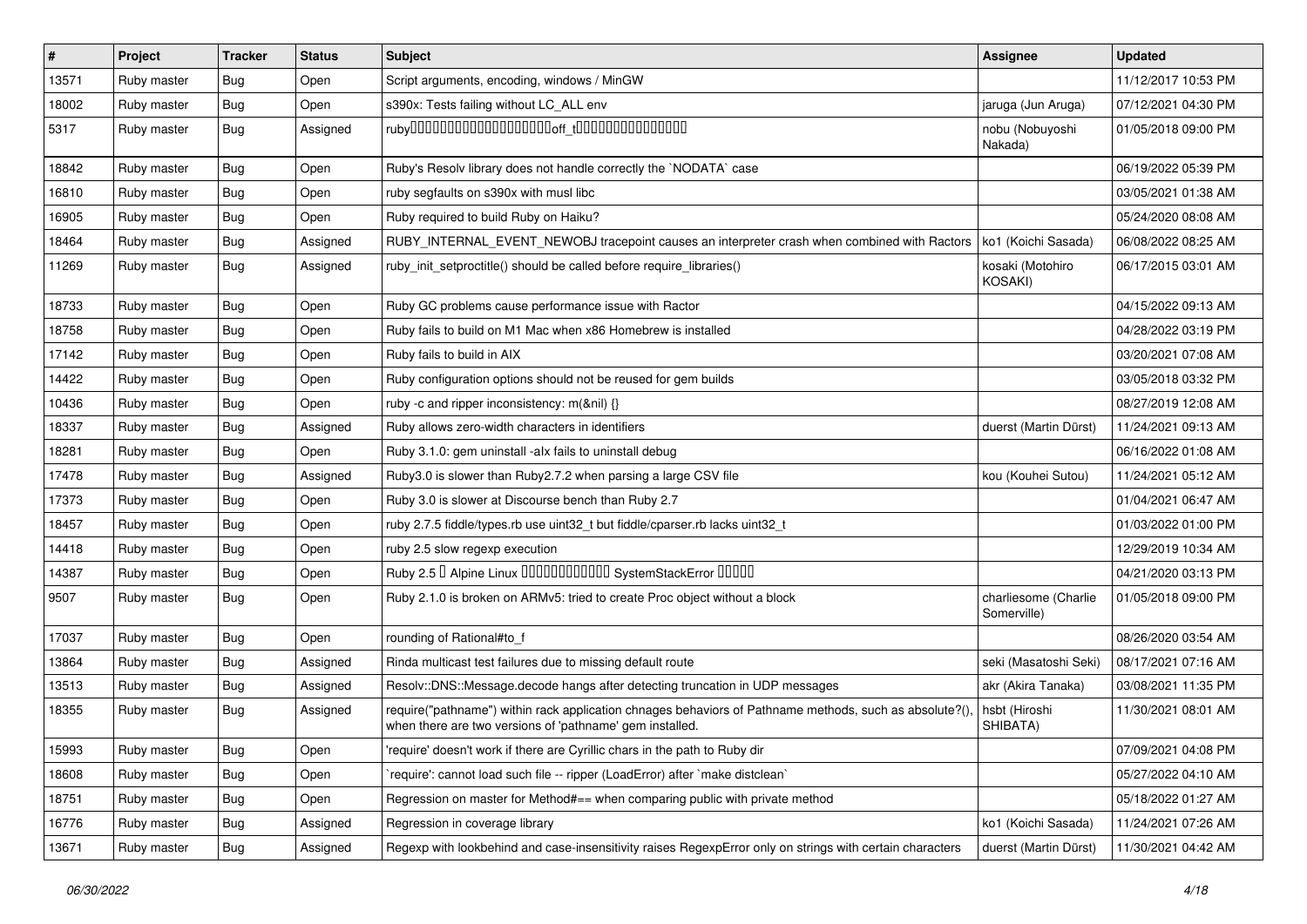| # | Project | Tracker | Status | Subject | Assignee | Updated |
| --- | --- | --- | --- | --- | --- | --- |
| 13571 | Ruby master | Bug | Open | Script arguments, encoding, windows / MinGW | | 11/12/2017 10:53 PM |
| 18002 | Ruby master | Bug | Open | s390x: Tests failing without LC_ALL env | jaruga (Jun Aruga) | 07/12/2021 04:30 PM |
| 5317 | Ruby master | Bug | Assigned | ruby□□□□□□□□□□□□□□□□□□□off_t□□□□□□□□□□□□□□□ | nobu (Nobuyoshi Nakada) | 01/05/2018 09:00 PM |
| 18842 | Ruby master | Bug | Open | Ruby's Resolv library does not handle correctly the `NODATA` case | | 06/19/2022 05:39 PM |
| 16810 | Ruby master | Bug | Open | ruby segfaults on s390x with musl libc | | 03/05/2021 01:38 AM |
| 16905 | Ruby master | Bug | Open | Ruby required to build Ruby on Haiku? | | 05/24/2020 08:08 AM |
| 18464 | Ruby master | Bug | Assigned | RUBY_INTERNAL_EVENT_NEWOBJ tracepoint causes an interpreter crash when combined with Ractors | ko1 (Koichi Sasada) | 06/08/2022 08:25 AM |
| 11269 | Ruby master | Bug | Assigned | ruby_init_setproctitle() should be called before require_libraries() | kosaki (Motohiro KOSAKI) | 06/17/2015 03:01 AM |
| 18733 | Ruby master | Bug | Open | Ruby GC problems cause performance issue with Ractor | | 04/15/2022 09:13 AM |
| 18758 | Ruby master | Bug | Open | Ruby fails to build on M1 Mac when x86 Homebrew is installed | | 04/28/2022 03:19 PM |
| 17142 | Ruby master | Bug | Open | Ruby fails to build in AIX | | 03/20/2021 07:08 AM |
| 14422 | Ruby master | Bug | Open | Ruby configuration options should not be reused for gem builds | | 03/05/2018 03:32 PM |
| 10436 | Ruby master | Bug | Open | ruby -c and ripper inconsistency: m(&nil) {} | | 08/27/2019 12:08 AM |
| 18337 | Ruby master | Bug | Assigned | Ruby allows zero-width characters in identifiers | duerst (Martin Dürst) | 11/24/2021 09:13 AM |
| 18281 | Ruby master | Bug | Open | Ruby 3.1.0: gem uninstall -alx fails to uninstall debug | | 06/16/2022 01:08 AM |
| 17478 | Ruby master | Bug | Assigned | Ruby3.0 is slower than Ruby2.7.2 when parsing a large CSV file | kou (Kouhei Sutou) | 11/24/2021 05:12 AM |
| 17373 | Ruby master | Bug | Open | Ruby 3.0 is slower at Discourse bench than Ruby 2.7 | | 01/04/2021 06:47 AM |
| 18457 | Ruby master | Bug | Open | ruby 2.7.5 fiddle/types.rb use uint32_t but fiddle/cparser.rb lacks uint32_t | | 01/03/2022 01:00 PM |
| 14418 | Ruby master | Bug | Open | ruby 2.5 slow regexp execution | | 12/29/2019 10:34 AM |
| 14387 | Ruby master | Bug | Open | Ruby 2.5 □ Alpine Linux □□□□□□□□□□□□ SystemStackError □□□□□ | | 04/21/2020 03:13 PM |
| 9507 | Ruby master | Bug | Open | Ruby 2.1.0 is broken on ARMv5: tried to create Proc object without a block | charliesome (Charlie Somerville) | 01/05/2018 09:00 PM |
| 17037 | Ruby master | Bug | Open | rounding of Rational#to_f | | 08/26/2020 03:54 AM |
| 13864 | Ruby master | Bug | Assigned | Rinda multicast test failures due to missing default route | seki (Masatoshi Seki) | 08/17/2021 07:16 AM |
| 13513 | Ruby master | Bug | Assigned | Resolv::DNS::Message.decode hangs after detecting truncation in UDP messages | akr (Akira Tanaka) | 03/08/2021 11:35 PM |
| 18355 | Ruby master | Bug | Assigned | require("pathname") within rack application chnages behaviors of Pathname methods, such as absolute?(), when there are two versions of 'pathname' gem installed. | hsbt (Hiroshi SHIBATA) | 11/30/2021 08:01 AM |
| 15993 | Ruby master | Bug | Open | 'require' doesn't work if there are Cyrillic chars in the path to Ruby dir | | 07/09/2021 04:08 PM |
| 18608 | Ruby master | Bug | Open | `require': cannot load such file -- ripper (LoadError) after `make distclean` | | 05/27/2022 04:10 AM |
| 18751 | Ruby master | Bug | Open | Regression on master for Method#== when comparing public with private method | | 05/18/2022 01:27 AM |
| 16776 | Ruby master | Bug | Assigned | Regression in coverage library | ko1 (Koichi Sasada) | 11/24/2021 07:26 AM |
| 13671 | Ruby master | Bug | Assigned | Regexp with lookbehind and case-insensitivity raises RegexpError only on strings with certain characters | duerst (Martin Dürst) | 11/30/2021 04:42 AM |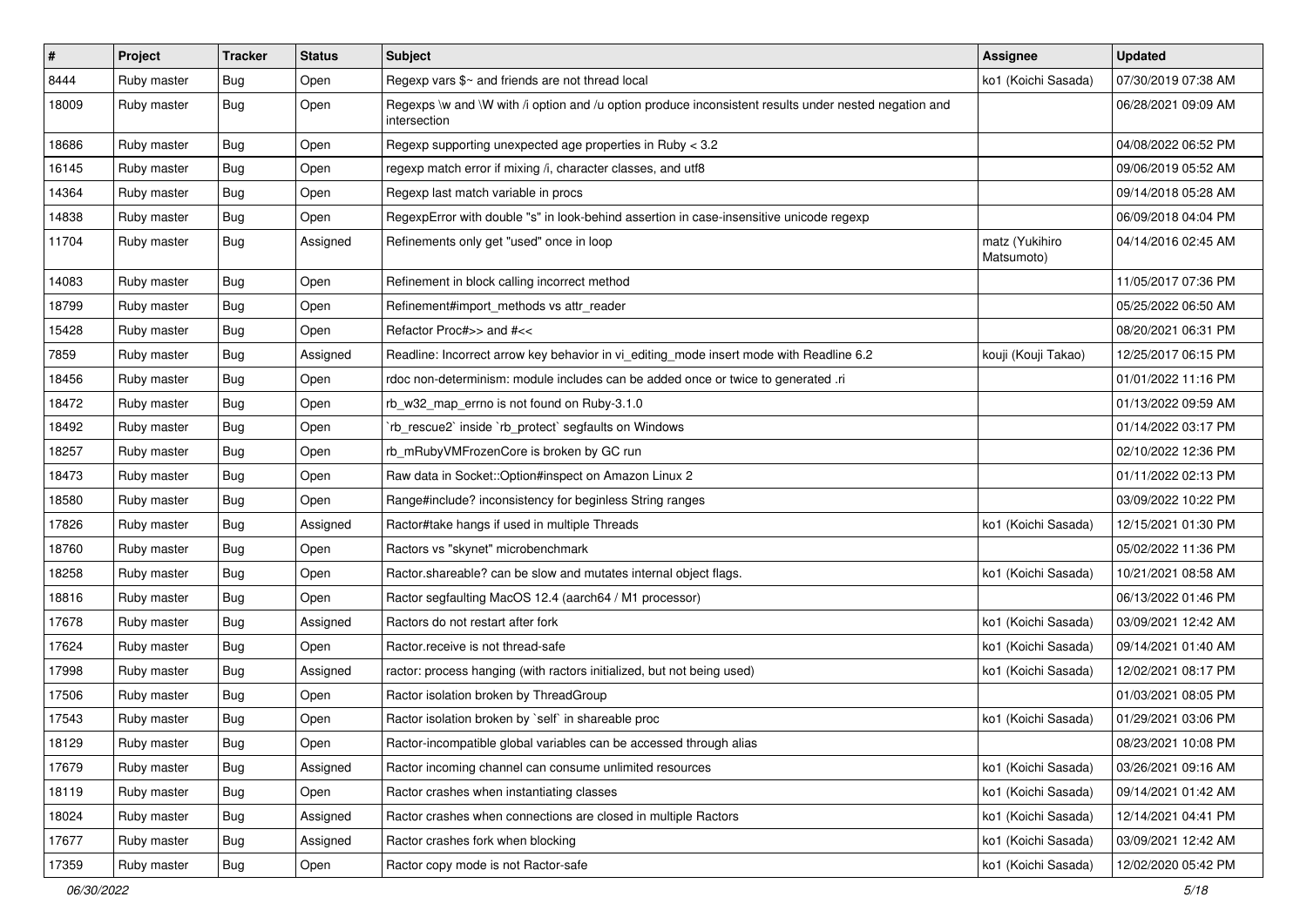| # | Project | Tracker | Status | Subject | Assignee | Updated |
|---|---|---|---|---|---|---|
| 8444 | Ruby master | Bug | Open | Regexp vars $~ and friends are not thread local | ko1 (Koichi Sasada) | 07/30/2019 07:38 AM |
| 18009 | Ruby master | Bug | Open | Regexps \w and \W with /i option and /u option produce inconsistent results under nested negation and intersection | | 06/28/2021 09:09 AM |
| 18686 | Ruby master | Bug | Open | Regexp supporting unexpected age properties in Ruby < 3.2 | | 04/08/2022 06:52 PM |
| 16145 | Ruby master | Bug | Open | regexp match error if mixing /i, character classes, and utf8 | | 09/06/2019 05:52 AM |
| 14364 | Ruby master | Bug | Open | Regexp last match variable in procs | | 09/14/2018 05:28 AM |
| 14838 | Ruby master | Bug | Open | RegexpError with double "s" in look-behind assertion in case-insensitive unicode regexp | | 06/09/2018 04:04 PM |
| 11704 | Ruby master | Bug | Assigned | Refinements only get "used" once in loop | matz (Yukihiro Matsumoto) | 04/14/2016 02:45 AM |
| 14083 | Ruby master | Bug | Open | Refinement in block calling incorrect method | | 11/05/2017 07:36 PM |
| 18799 | Ruby master | Bug | Open | Refinement#import_methods vs attr_reader | | 05/25/2022 06:50 AM |
| 15428 | Ruby master | Bug | Open | Refactor Proc#>> and #<< | | 08/20/2021 06:31 PM |
| 7859 | Ruby master | Bug | Assigned | Readline: Incorrect arrow key behavior in vi_editing_mode insert mode with Readline 6.2 | kouji (Kouji Takao) | 12/25/2017 06:15 PM |
| 18456 | Ruby master | Bug | Open | rdoc non-determinism: module includes can be added once or twice to generated .ri | | 01/01/2022 11:16 PM |
| 18472 | Ruby master | Bug | Open | rb_w32_map_errno is not found on Ruby-3.1.0 | | 01/13/2022 09:59 AM |
| 18492 | Ruby master | Bug | Open | `rb_rescue2` inside `rb_protect` segfaults on Windows | | 01/14/2022 03:17 PM |
| 18257 | Ruby master | Bug | Open | rb_mRubyVMFrozenCore is broken by GC run | | 02/10/2022 12:36 PM |
| 18473 | Ruby master | Bug | Open | Raw data in Socket::Option#inspect on Amazon Linux 2 | | 01/11/2022 02:13 PM |
| 18580 | Ruby master | Bug | Open | Range#include? inconsistency for beginless String ranges | | 03/09/2022 10:22 PM |
| 17826 | Ruby master | Bug | Assigned | Ractor#take hangs if used in multiple Threads | ko1 (Koichi Sasada) | 12/15/2021 01:30 PM |
| 18760 | Ruby master | Bug | Open | Ractors vs "skynet" microbenchmark | | 05/02/2022 11:36 PM |
| 18258 | Ruby master | Bug | Open | Ractor.shareable? can be slow and mutates internal object flags. | ko1 (Koichi Sasada) | 10/21/2021 08:58 AM |
| 18816 | Ruby master | Bug | Open | Ractor segfaulting MacOS 12.4 (aarch64 / M1 processor) | | 06/13/2022 01:46 PM |
| 17678 | Ruby master | Bug | Assigned | Ractors do not restart after fork | ko1 (Koichi Sasada) | 03/09/2021 12:42 AM |
| 17624 | Ruby master | Bug | Open | Ractor.receive is not thread-safe | ko1 (Koichi Sasada) | 09/14/2021 01:40 AM |
| 17998 | Ruby master | Bug | Assigned | ractor: process hanging (with ractors initialized, but not being used) | ko1 (Koichi Sasada) | 12/02/2021 08:17 PM |
| 17506 | Ruby master | Bug | Open | Ractor isolation broken by ThreadGroup | | 01/03/2021 08:05 PM |
| 17543 | Ruby master | Bug | Open | Ractor isolation broken by `self` in shareable proc | ko1 (Koichi Sasada) | 01/29/2021 03:06 PM |
| 18129 | Ruby master | Bug | Open | Ractor-incompatible global variables can be accessed through alias | | 08/23/2021 10:08 PM |
| 17679 | Ruby master | Bug | Assigned | Ractor incoming channel can consume unlimited resources | ko1 (Koichi Sasada) | 03/26/2021 09:16 AM |
| 18119 | Ruby master | Bug | Open | Ractor crashes when instantiating classes | ko1 (Koichi Sasada) | 09/14/2021 01:42 AM |
| 18024 | Ruby master | Bug | Assigned | Ractor crashes when connections are closed in multiple Ractors | ko1 (Koichi Sasada) | 12/14/2021 04:41 PM |
| 17677 | Ruby master | Bug | Assigned | Ractor crashes fork when blocking | ko1 (Koichi Sasada) | 03/09/2021 12:42 AM |
| 17359 | Ruby master | Bug | Open | Ractor copy mode is not Ractor-safe | ko1 (Koichi Sasada) | 12/02/2020 05:42 PM |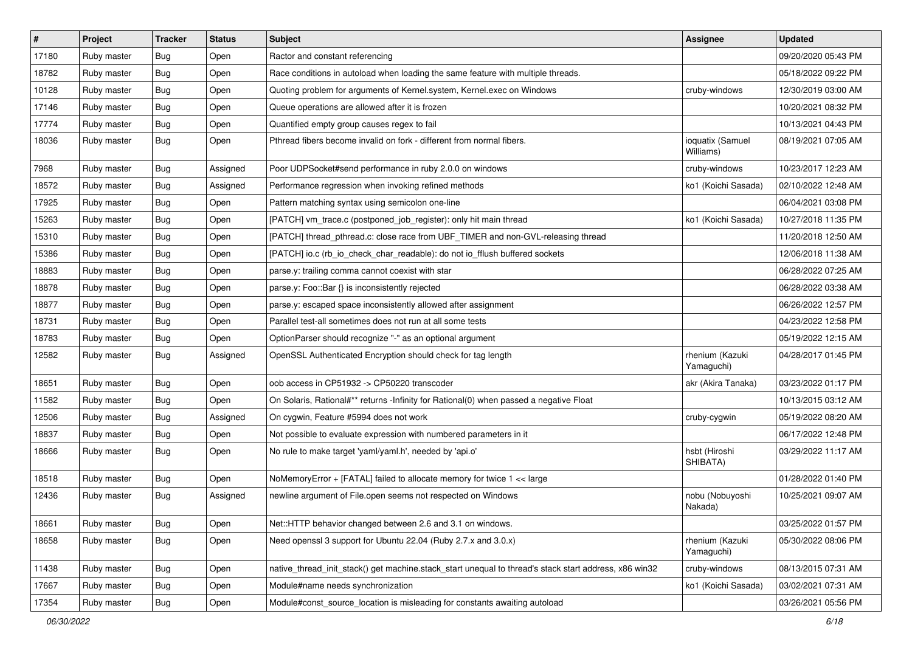| # | Project | Tracker | Status | Subject | Assignee | Updated |
|---|---|---|---|---|---|---|
| 17180 | Ruby master | Bug | Open | Ractor and constant referencing | | 09/20/2020 05:43 PM |
| 18782 | Ruby master | Bug | Open | Race conditions in autoload when loading the same feature with multiple threads. | | 05/18/2022 09:22 PM |
| 10128 | Ruby master | Bug | Open | Quoting problem for arguments of Kernel.system, Kernel.exec on Windows | cruby-windows | 12/30/2019 03:00 AM |
| 17146 | Ruby master | Bug | Open | Queue operations are allowed after it is frozen | | 10/20/2021 08:32 PM |
| 17774 | Ruby master | Bug | Open | Quantified empty group causes regex to fail | | 10/13/2021 04:43 PM |
| 18036 | Ruby master | Bug | Open | Pthread fibers become invalid on fork - different from normal fibers. | ioquatix (Samuel Williams) | 08/19/2021 07:05 AM |
| 7968 | Ruby master | Bug | Assigned | Poor UDPSocket#send performance in ruby 2.0.0 on windows | cruby-windows | 10/23/2017 12:23 AM |
| 18572 | Ruby master | Bug | Assigned | Performance regression when invoking refined methods | ko1 (Koichi Sasada) | 02/10/2022 12:48 AM |
| 17925 | Ruby master | Bug | Open | Pattern matching syntax using semicolon one-line | | 06/04/2021 03:08 PM |
| 15263 | Ruby master | Bug | Open | [PATCH] vm_trace.c (postponed_job_register): only hit main thread | ko1 (Koichi Sasada) | 10/27/2018 11:35 PM |
| 15310 | Ruby master | Bug | Open | [PATCH] thread_pthread.c: close race from UBF_TIMER and non-GVL-releasing thread | | 11/20/2018 12:50 AM |
| 15386 | Ruby master | Bug | Open | [PATCH] io.c (rb_io_check_char_readable): do not io_fflush buffered sockets | | 12/06/2018 11:38 AM |
| 18883 | Ruby master | Bug | Open | parse.y: trailing comma cannot coexist with star | | 06/28/2022 07:25 AM |
| 18878 | Ruby master | Bug | Open | parse.y: Foo::Bar {} is inconsistently rejected | | 06/28/2022 03:38 AM |
| 18877 | Ruby master | Bug | Open | parse.y: escaped space inconsistently allowed after assignment | | 06/26/2022 12:57 PM |
| 18731 | Ruby master | Bug | Open | Parallel test-all sometimes does not run at all some tests | | 04/23/2022 12:58 PM |
| 18783 | Ruby master | Bug | Open | OptionParser should recognize "-" as an optional argument | | 05/19/2022 12:15 AM |
| 12582 | Ruby master | Bug | Assigned | OpenSSL Authenticated Encryption should check for tag length | rhenium (Kazuki Yamaguchi) | 04/28/2017 01:45 PM |
| 18651 | Ruby master | Bug | Open | oob access in CP51932 -> CP50220 transcoder | akr (Akira Tanaka) | 03/23/2022 01:17 PM |
| 11582 | Ruby master | Bug | Open | On Solaris, Rational#** returns -Infinity for Rational(0) when passed a negative Float | | 10/13/2015 03:12 AM |
| 12506 | Ruby master | Bug | Assigned | On cygwin, Feature #5994 does not work | cruby-cygwin | 05/19/2022 08:20 AM |
| 18837 | Ruby master | Bug | Open | Not possible to evaluate expression with numbered parameters in it | | 06/17/2022 12:48 PM |
| 18666 | Ruby master | Bug | Open | No rule to make target 'yaml/yaml.h', needed by 'api.o' | hsbt (Hiroshi SHIBATA) | 03/29/2022 11:17 AM |
| 18518 | Ruby master | Bug | Open | NoMemoryError + [FATAL] failed to allocate memory for twice 1 << large | | 01/28/2022 01:40 PM |
| 12436 | Ruby master | Bug | Assigned | newline argument of File.open seems not respected on Windows | nobu (Nobuyoshi Nakada) | 10/25/2021 09:07 AM |
| 18661 | Ruby master | Bug | Open | Net::HTTP behavior changed between 2.6 and 3.1 on windows. | | 03/25/2022 01:57 PM |
| 18658 | Ruby master | Bug | Open | Need openssl 3 support for Ubuntu 22.04 (Ruby 2.7.x and 3.0.x) | rhenium (Kazuki Yamaguchi) | 05/30/2022 08:06 PM |
| 11438 | Ruby master | Bug | Open | native_thread_init_stack() get machine.stack_start unequal to thread's stack start address, x86 win32 | cruby-windows | 08/13/2015 07:31 AM |
| 17667 | Ruby master | Bug | Open | Module#name needs synchronization | ko1 (Koichi Sasada) | 03/02/2021 07:31 AM |
| 17354 | Ruby master | Bug | Open | Module#const_source_location is misleading for constants awaiting autoload | | 03/26/2021 05:56 PM |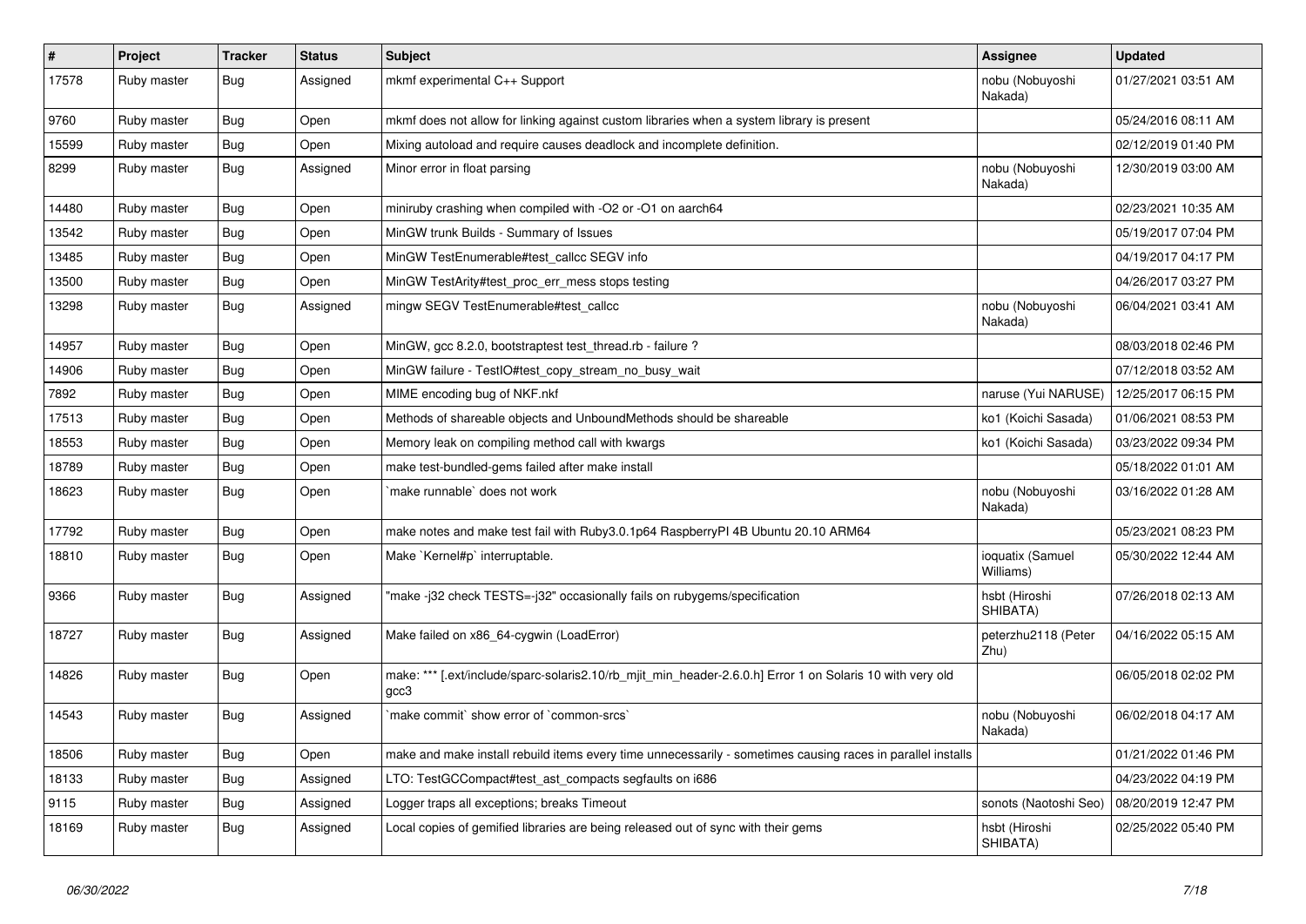| # | Project | Tracker | Status | Subject | Assignee | Updated |
|---|---|---|---|---|---|---|
| 17578 | Ruby master | Bug | Assigned | mkmf experimental C++ Support | nobu (Nobuyoshi Nakada) | 01/27/2021 03:51 AM |
| 9760 | Ruby master | Bug | Open | mkmf does not allow for linking against custom libraries when a system library is present | | 05/24/2016 08:11 AM |
| 15599 | Ruby master | Bug | Open | Mixing autoload and require causes deadlock and incomplete definition. | | 02/12/2019 01:40 PM |
| 8299 | Ruby master | Bug | Assigned | Minor error in float parsing | nobu (Nobuyoshi Nakada) | 12/30/2019 03:00 AM |
| 14480 | Ruby master | Bug | Open | miniruby crashing when compiled with -O2 or -O1 on aarch64 | | 02/23/2021 10:35 AM |
| 13542 | Ruby master | Bug | Open | MinGW trunk Builds - Summary of Issues | | 05/19/2017 07:04 PM |
| 13485 | Ruby master | Bug | Open | MinGW TestEnumerable#test_callcc SEGV info | | 04/19/2017 04:17 PM |
| 13500 | Ruby master | Bug | Open | MinGW TestArity#test_proc_err_mess stops testing | | 04/26/2017 03:27 PM |
| 13298 | Ruby master | Bug | Assigned | mingw SEGV TestEnumerable#test_callcc | nobu (Nobuyoshi Nakada) | 06/04/2021 03:41 AM |
| 14957 | Ruby master | Bug | Open | MinGW, gcc 8.2.0, bootstraptest test_thread.rb - failure ? | | 08/03/2018 02:46 PM |
| 14906 | Ruby master | Bug | Open | MinGW failure - TestIO#test_copy_stream_no_busy_wait | | 07/12/2018 03:52 AM |
| 7892 | Ruby master | Bug | Open | MIME encoding bug of NKF.nkf | naruse (Yui NARUSE) | 12/25/2017 06:15 PM |
| 17513 | Ruby master | Bug | Open | Methods of shareable objects and UnboundMethods should be shareable | ko1 (Koichi Sasada) | 01/06/2021 08:53 PM |
| 18553 | Ruby master | Bug | Open | Memory leak on compiling method call with kwargs | ko1 (Koichi Sasada) | 03/23/2022 09:34 PM |
| 18789 | Ruby master | Bug | Open | make test-bundled-gems failed after make install | | 05/18/2022 01:01 AM |
| 18623 | Ruby master | Bug | Open | `make runnable` does not work | nobu (Nobuyoshi Nakada) | 03/16/2022 01:28 AM |
| 17792 | Ruby master | Bug | Open | make notes and make test fail with Ruby3.0.1p64 RaspberryPI 4B Ubuntu 20.10 ARM64 | | 05/23/2021 08:23 PM |
| 18810 | Ruby master | Bug | Open | Make `Kernel#p` interruptable. | ioquatix (Samuel Williams) | 05/30/2022 12:44 AM |
| 9366 | Ruby master | Bug | Assigned | "make -j32 check TESTS=-j32" occasionally fails on rubygems/specification | hsbt (Hiroshi SHIBATA) | 07/26/2018 02:13 AM |
| 18727 | Ruby master | Bug | Assigned | Make failed on x86_64-cygwin (LoadError) | peterzhu2118 (Peter Zhu) | 04/16/2022 05:15 AM |
| 14826 | Ruby master | Bug | Open | make: *** [.ext/include/sparc-solaris2.10/rb_mjit_min_header-2.6.0.h] Error 1 on Solaris 10 with very old gcc3 | | 06/05/2018 02:02 PM |
| 14543 | Ruby master | Bug | Assigned | `make commit` show error of `common-srcs` | nobu (Nobuyoshi Nakada) | 06/02/2018 04:17 AM |
| 18506 | Ruby master | Bug | Open | make and make install rebuild items every time unnecessarily - sometimes causing races in parallel installs | | 01/21/2022 01:46 PM |
| 18133 | Ruby master | Bug | Assigned | LTO: TestGCCompact#test_ast_compacts segfaults on i686 | | 04/23/2022 04:19 PM |
| 9115 | Ruby master | Bug | Assigned | Logger traps all exceptions; breaks Timeout | sonots (Naotoshi Seo) | 08/20/2019 12:47 PM |
| 18169 | Ruby master | Bug | Assigned | Local copies of gemified libraries are being released out of sync with their gems | hsbt (Hiroshi SHIBATA) | 02/25/2022 05:40 PM |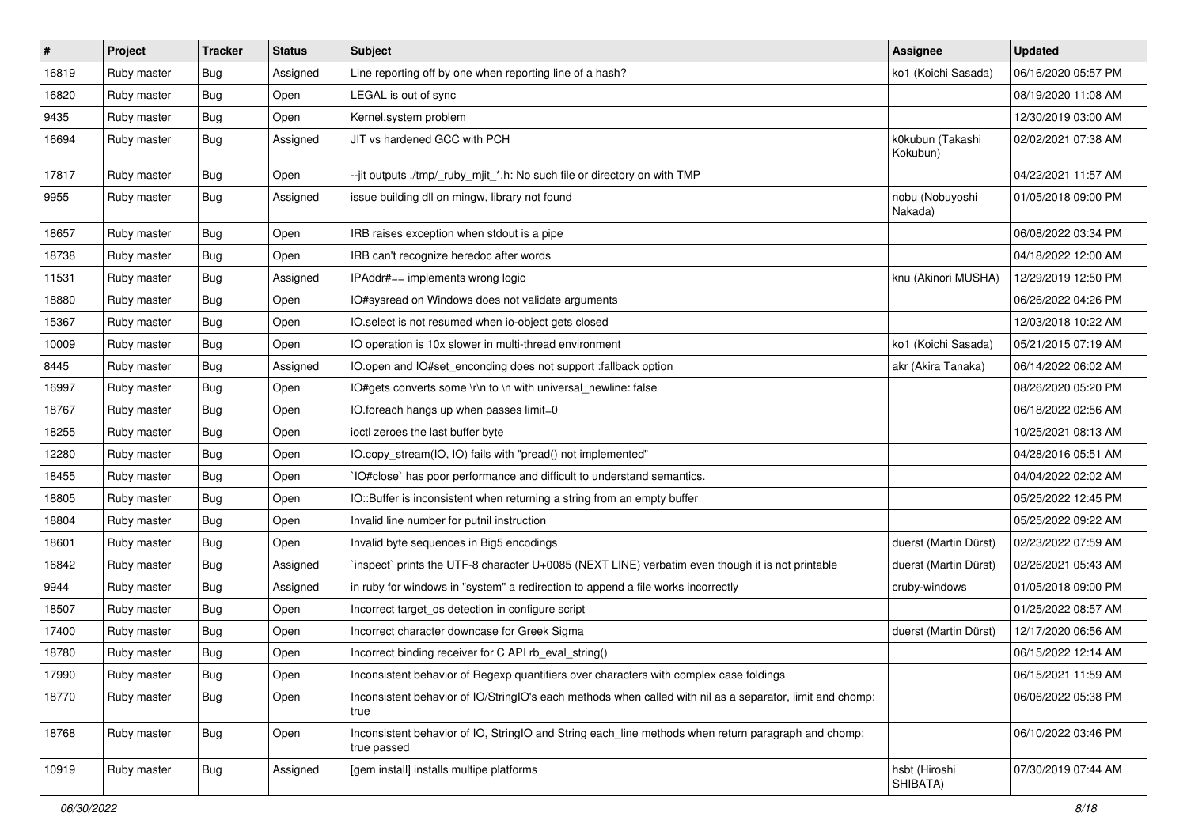| # | Project | Tracker | Status | Subject | Assignee | Updated |
|---|---|---|---|---|---|---|
| 16819 | Ruby master | Bug | Assigned | Line reporting off by one when reporting line of a hash? | ko1 (Koichi Sasada) | 06/16/2020 05:57 PM |
| 16820 | Ruby master | Bug | Open | LEGAL is out of sync | | 08/19/2020 11:08 AM |
| 9435 | Ruby master | Bug | Open | Kernel.system problem | | 12/30/2019 03:00 AM |
| 16694 | Ruby master | Bug | Assigned | JIT vs hardened GCC with PCH | k0kubun (Takashi Kokubun) | 02/02/2021 07:38 AM |
| 17817 | Ruby master | Bug | Open | --jit outputs ./tmp/_ruby_mjit_*.h: No such file or directory on with TMP | | 04/22/2021 11:57 AM |
| 9955 | Ruby master | Bug | Assigned | issue building dll on mingw, library not found | nobu (Nobuyoshi Nakada) | 01/05/2018 09:00 PM |
| 18657 | Ruby master | Bug | Open | IRB raises exception when stdout is a pipe | | 06/08/2022 03:34 PM |
| 18738 | Ruby master | Bug | Open | IRB can't recognize heredoc after words | | 04/18/2022 12:00 AM |
| 11531 | Ruby master | Bug | Assigned | IPAddr#== implements wrong logic | knu (Akinori MUSHA) | 12/29/2019 12:50 PM |
| 18880 | Ruby master | Bug | Open | IO#sysread on Windows does not validate arguments | | 06/26/2022 04:26 PM |
| 15367 | Ruby master | Bug | Open | IO.select is not resumed when io-object gets closed | | 12/03/2018 10:22 AM |
| 10009 | Ruby master | Bug | Open | IO operation is 10x slower in multi-thread environment | ko1 (Koichi Sasada) | 05/21/2015 07:19 AM |
| 8445 | Ruby master | Bug | Assigned | IO.open and IO#set_enconding does not support :fallback option | akr (Akira Tanaka) | 06/14/2022 06:02 AM |
| 16997 | Ruby master | Bug | Open | IO#gets converts some \r\n to \n with universal_newline: false | | 08/26/2020 05:20 PM |
| 18767 | Ruby master | Bug | Open | IO.foreach hangs up when passes limit=0 | | 06/18/2022 02:56 AM |
| 18255 | Ruby master | Bug | Open | ioctl zeroes the last buffer byte | | 10/25/2021 08:13 AM |
| 12280 | Ruby master | Bug | Open | IO.copy_stream(IO, IO) fails with "pread() not implemented" | | 04/28/2016 05:51 AM |
| 18455 | Ruby master | Bug | Open | `IO#close` has poor performance and difficult to understand semantics. | | 04/04/2022 02:02 AM |
| 18805 | Ruby master | Bug | Open | IO::Buffer is inconsistent when returning a string from an empty buffer | | 05/25/2022 12:45 PM |
| 18804 | Ruby master | Bug | Open | Invalid line number for putnil instruction | | 05/25/2022 09:22 AM |
| 18601 | Ruby master | Bug | Open | Invalid byte sequences in Big5 encodings | duerst (Martin Dürst) | 02/23/2022 07:59 AM |
| 16842 | Ruby master | Bug | Assigned | `inspect` prints the UTF-8 character U+0085 (NEXT LINE) verbatim even though it is not printable | duerst (Martin Dürst) | 02/26/2021 05:43 AM |
| 9944 | Ruby master | Bug | Assigned | in ruby for windows in "system" a redirection to append a file works incorrectly | cruby-windows | 01/05/2018 09:00 PM |
| 18507 | Ruby master | Bug | Open | Incorrect target_os detection in configure script | | 01/25/2022 08:57 AM |
| 17400 | Ruby master | Bug | Open | Incorrect character downcase for Greek Sigma | duerst (Martin Dürst) | 12/17/2020 06:56 AM |
| 18780 | Ruby master | Bug | Open | Incorrect binding receiver for C API rb_eval_string() | | 06/15/2022 12:14 AM |
| 17990 | Ruby master | Bug | Open | Inconsistent behavior of Regexp quantifiers over characters with complex case foldings | | 06/15/2021 11:59 AM |
| 18770 | Ruby master | Bug | Open | Inconsistent behavior of IO/StringIO's each methods when called with nil as a separator, limit and chomp: true | | 06/06/2022 05:38 PM |
| 18768 | Ruby master | Bug | Open | Inconsistent behavior of IO, StringIO and String each_line methods when return paragraph and chomp: true passed | | 06/10/2022 03:46 PM |
| 10919 | Ruby master | Bug | Assigned | [gem install] installs multipe platforms | hsbt (Hiroshi SHIBATA) | 07/30/2019 07:44 AM |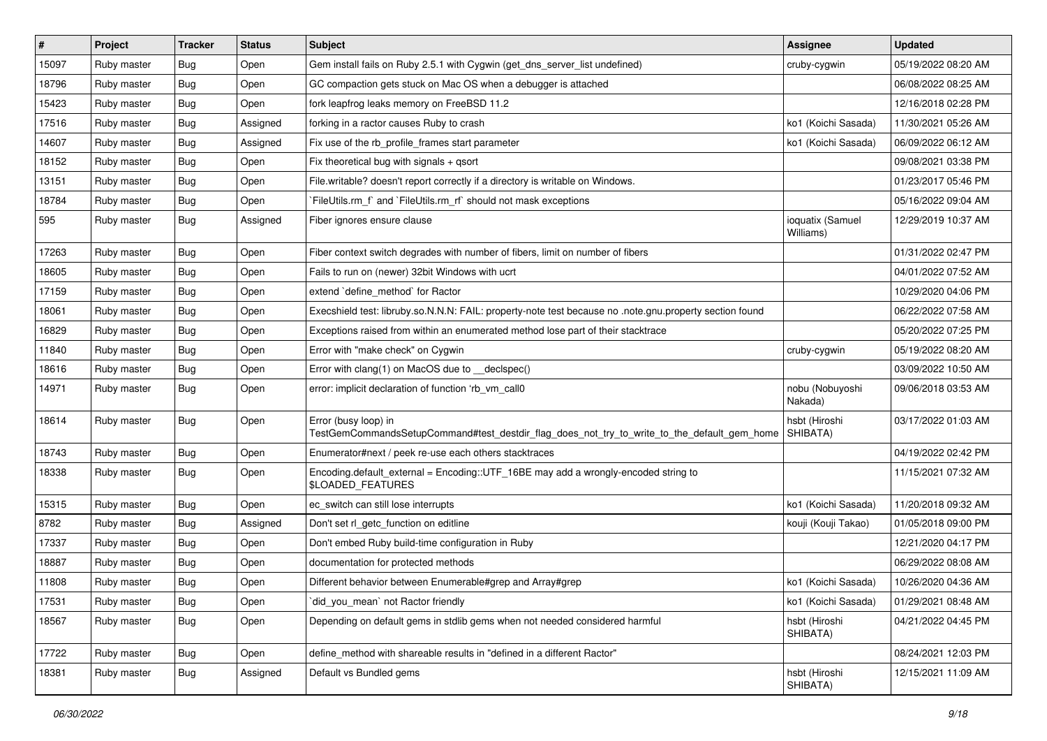| # | Project | Tracker | Status | Subject | Assignee | Updated |
|---|---|---|---|---|---|---|
| 15097 | Ruby master | Bug | Open | Gem install fails on Ruby 2.5.1 with Cygwin (get_dns_server_list undefined) | cruby-cygwin | 05/19/2022 08:20 AM |
| 18796 | Ruby master | Bug | Open | GC compaction gets stuck on Mac OS when a debugger is attached | | 06/08/2022 08:25 AM |
| 15423 | Ruby master | Bug | Open | fork leapfrog leaks memory on FreeBSD 11.2 | | 12/16/2018 02:28 PM |
| 17516 | Ruby master | Bug | Assigned | forking in a ractor causes Ruby to crash | ko1 (Koichi Sasada) | 11/30/2021 05:26 AM |
| 14607 | Ruby master | Bug | Assigned | Fix use of the rb_profile_frames start parameter | ko1 (Koichi Sasada) | 06/09/2022 06:12 AM |
| 18152 | Ruby master | Bug | Open | Fix theoretical bug with signals + qsort | | 09/08/2021 03:38 PM |
| 13151 | Ruby master | Bug | Open | File.writable? doesn't report correctly if a directory is writable on Windows. | | 01/23/2017 05:46 PM |
| 18784 | Ruby master | Bug | Open | `FileUtils.rm_f` and `FileUtils.rm_rf` should not mask exceptions | | 05/16/2022 09:04 AM |
| 595 | Ruby master | Bug | Assigned | Fiber ignores ensure clause | ioquatix (Samuel Williams) | 12/29/2019 10:37 AM |
| 17263 | Ruby master | Bug | Open | Fiber context switch degrades with number of fibers, limit on number of fibers | | 01/31/2022 02:47 PM |
| 18605 | Ruby master | Bug | Open | Fails to run on (newer) 32bit Windows with ucrt | | 04/01/2022 07:52 AM |
| 17159 | Ruby master | Bug | Open | extend `define_method` for Ractor | | 10/29/2020 04:06 PM |
| 18061 | Ruby master | Bug | Open | Execshield test: libruby.so.N.N.N: FAIL: property-note test because no .note.gnu.property section found | | 06/22/2022 07:58 AM |
| 16829 | Ruby master | Bug | Open | Exceptions raised from within an enumerated method lose part of their stacktrace | | 05/20/2022 07:25 PM |
| 11840 | Ruby master | Bug | Open | Error with "make check" on Cygwin | cruby-cygwin | 05/19/2022 08:20 AM |
| 18616 | Ruby master | Bug | Open | Error with clang(1) on MacOS due to __declspec() | | 03/09/2022 10:50 AM |
| 14971 | Ruby master | Bug | Open | error: implicit declaration of function 'rb_vm_call0 | nobu (Nobuyoshi Nakada) | 09/06/2018 03:53 AM |
| 18614 | Ruby master | Bug | Open | Error (busy loop) in TestGemCommandsSetupCommand#test_destdir_flag_does_not_try_to_write_to_the_default_gem_home | hsbt (Hiroshi SHIBATA) | 03/17/2022 01:03 AM |
| 18743 | Ruby master | Bug | Open | Enumerator#next / peek re-use each others stacktraces | | 04/19/2022 02:42 PM |
| 18338 | Ruby master | Bug | Open | Encoding.default_external = Encoding::UTF_16BE may add a wrongly-encoded string to $LOADED_FEATURES | | 11/15/2021 07:32 AM |
| 15315 | Ruby master | Bug | Open | ec_switch can still lose interrupts | ko1 (Koichi Sasada) | 11/20/2018 09:32 AM |
| 8782 | Ruby master | Bug | Assigned | Don't set rl_getc_function on editline | kouji (Kouji Takao) | 01/05/2018 09:00 PM |
| 17337 | Ruby master | Bug | Open | Don't embed Ruby build-time configuration in Ruby | | 12/21/2020 04:17 PM |
| 18887 | Ruby master | Bug | Open | documentation for protected methods | | 06/29/2022 08:08 AM |
| 11808 | Ruby master | Bug | Open | Different behavior between Enumerable#grep and Array#grep | ko1 (Koichi Sasada) | 10/26/2020 04:36 AM |
| 17531 | Ruby master | Bug | Open | `did_you_mean` not Ractor friendly | ko1 (Koichi Sasada) | 01/29/2021 08:48 AM |
| 18567 | Ruby master | Bug | Open | Depending on default gems in stdlib gems when not needed considered harmful | hsbt (Hiroshi SHIBATA) | 04/21/2022 04:45 PM |
| 17722 | Ruby master | Bug | Open | define_method with shareable results in "defined in a different Ractor" | | 08/24/2021 12:03 PM |
| 18381 | Ruby master | Bug | Assigned | Default vs Bundled gems | hsbt (Hiroshi SHIBATA) | 12/15/2021 11:09 AM |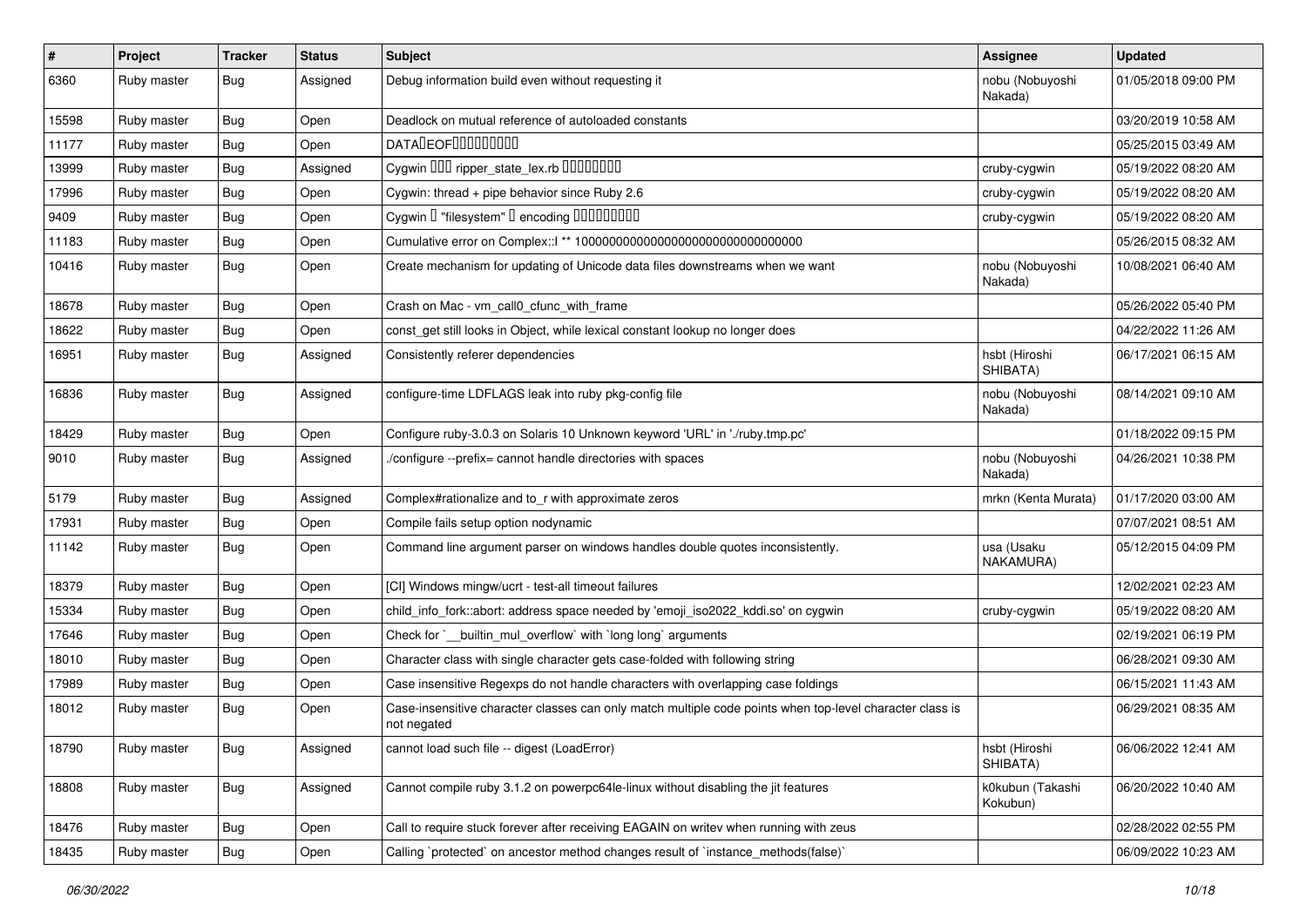| # | Project | Tracker | Status | Subject | Assignee | Updated |
|---|---|---|---|---|---|---|
| 6360 | Ruby master | Bug | Assigned | Debug information build even without requesting it | nobu (Nobuyoshi Nakada) | 01/05/2018 09:00 PM |
| 15598 | Ruby master | Bug | Open | Deadlock on mutual reference of autoloaded constants | | 03/20/2019 10:58 AM |
| 11177 | Ruby master | Bug | Open | DATA�EOF���������� | | 05/25/2015 03:49 AM |
| 13999 | Ruby master | Bug | Assigned | Cygwin ��� ripper_state_lex.rb ��������� | cruby-cygwin | 05/19/2022 08:20 AM |
| 17996 | Ruby master | Bug | Open | Cygwin: thread + pipe behavior since Ruby 2.6 | cruby-cygwin | 05/19/2022 08:20 AM |
| 9409 | Ruby master | Bug | Open | Cygwin � "filesystem" � encoding ��������� | cruby-cygwin | 05/19/2022 08:20 AM |
| 11183 | Ruby master | Bug | Open | Cumulative error on Complex::I ** 100000000000000000000000000000000 | | 05/26/2015 08:32 AM |
| 10416 | Ruby master | Bug | Open | Create mechanism for updating of Unicode data files downstreams when we want | nobu (Nobuyoshi Nakada) | 10/08/2021 06:40 AM |
| 18678 | Ruby master | Bug | Open | Crash on Mac - vm_call0_cfunc_with_frame | | 05/26/2022 05:40 PM |
| 18622 | Ruby master | Bug | Open | const_get still looks in Object, while lexical constant lookup no longer does | | 04/22/2022 11:26 AM |
| 16951 | Ruby master | Bug | Assigned | Consistently referer dependencies | hsbt (Hiroshi SHIBATA) | 06/17/2021 06:15 AM |
| 16836 | Ruby master | Bug | Assigned | configure-time LDFLAGS leak into ruby pkg-config file | nobu (Nobuyoshi Nakada) | 08/14/2021 09:10 AM |
| 18429 | Ruby master | Bug | Open | Configure ruby-3.0.3 on Solaris 10 Unknown keyword 'URL' in './ruby.tmp.pc' | | 01/18/2022 09:15 PM |
| 9010 | Ruby master | Bug | Assigned | ./configure --prefix= cannot handle directories with spaces | nobu (Nobuyoshi Nakada) | 04/26/2021 10:38 PM |
| 5179 | Ruby master | Bug | Assigned | Complex#rationalize and to_r with approximate zeros | mrkn (Kenta Murata) | 01/17/2020 03:00 AM |
| 17931 | Ruby master | Bug | Open | Compile fails setup option nodynamic | | 07/07/2021 08:51 AM |
| 11142 | Ruby master | Bug | Open | Command line argument parser on windows handles double quotes inconsistently. | usa (Usaku NAKAMURA) | 05/12/2015 04:09 PM |
| 18379 | Ruby master | Bug | Open | [CI] Windows mingw/ucrt - test-all timeout failures | | 12/02/2021 02:23 AM |
| 15334 | Ruby master | Bug | Open | child_info_fork::abort: address space needed by 'emoji_iso2022_kddi.so' on cygwin | cruby-cygwin | 05/19/2022 08:20 AM |
| 17646 | Ruby master | Bug | Open | Check for `__builtin_mul_overflow` with `long long` arguments | | 02/19/2021 06:19 PM |
| 18010 | Ruby master | Bug | Open | Character class with single character gets case-folded with following string | | 06/28/2021 09:30 AM |
| 17989 | Ruby master | Bug | Open | Case insensitive Regexps do not handle characters with overlapping case foldings | | 06/15/2021 11:43 AM |
| 18012 | Ruby master | Bug | Open | Case-insensitive character classes can only match multiple code points when top-level character class is not negated | | 06/29/2021 08:35 AM |
| 18790 | Ruby master | Bug | Assigned | cannot load such file -- digest (LoadError) | hsbt (Hiroshi SHIBATA) | 06/06/2022 12:41 AM |
| 18808 | Ruby master | Bug | Assigned | Cannot compile ruby 3.1.2 on powerpc64le-linux without disabling the jit features | k0kubun (Takashi Kokubun) | 06/20/2022 10:40 AM |
| 18476 | Ruby master | Bug | Open | Call to require stuck forever after receiving EAGAIN on writev when running with zeus | | 02/28/2022 02:55 PM |
| 18435 | Ruby master | Bug | Open | Calling `protected` on ancestor method changes result of `instance_methods(false)` | | 06/09/2022 10:23 AM |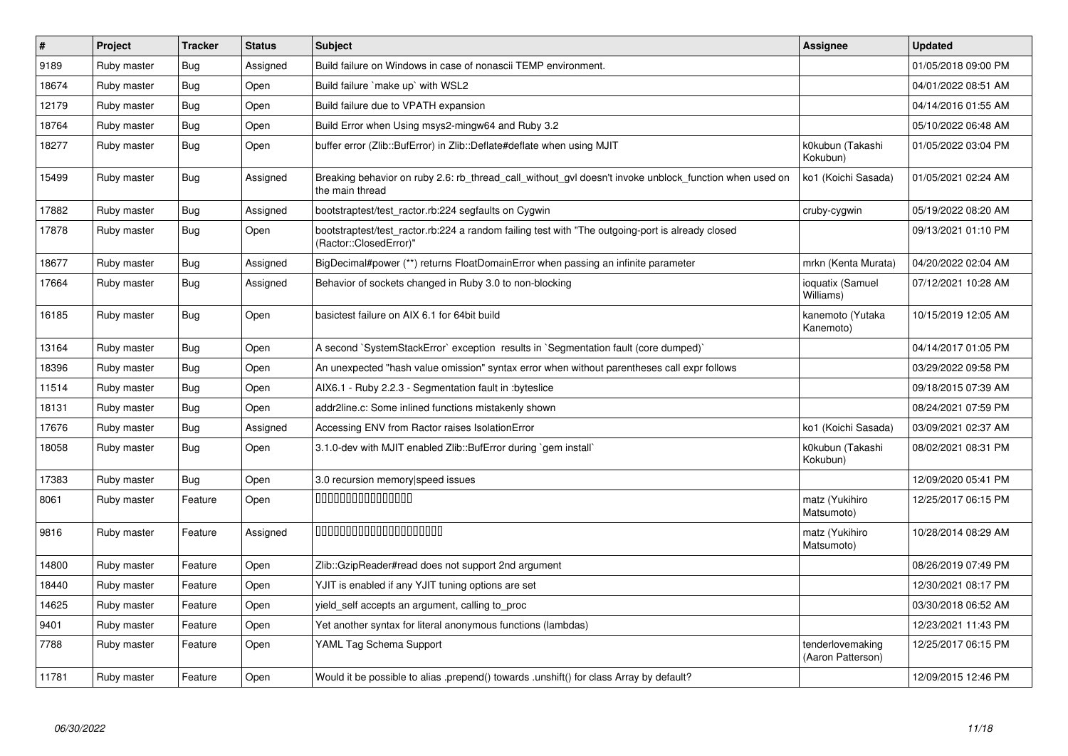| # | Project | Tracker | Status | Subject | Assignee | Updated |
|---|---|---|---|---|---|---|
| 9189 | Ruby master | Bug | Assigned | Build failure on Windows in case of nonascii TEMP environment. | | 01/05/2018 09:00 PM |
| 18674 | Ruby master | Bug | Open | Build failure `make up` with WSL2 | | 04/01/2022 08:51 AM |
| 12179 | Ruby master | Bug | Open | Build failure due to VPATH expansion | | 04/14/2016 01:55 AM |
| 18764 | Ruby master | Bug | Open | Build Error when Using msys2-mingw64 and Ruby 3.2 | | 05/10/2022 06:48 AM |
| 18277 | Ruby master | Bug | Open | buffer error (Zlib::BufError) in Zlib::Deflate#deflate when using MJIT | k0kubun (Takashi Kokubun) | 01/05/2022 03:04 PM |
| 15499 | Ruby master | Bug | Assigned | Breaking behavior on ruby 2.6: rb_thread_call_without_gvl doesn't invoke unblock_function when used on the main thread | ko1 (Koichi Sasada) | 01/05/2021 02:24 AM |
| 17882 | Ruby master | Bug | Assigned | bootstraptest/test_ractor.rb:224 segfaults on Cygwin | cruby-cygwin | 05/19/2022 08:20 AM |
| 17878 | Ruby master | Bug | Open | bootstraptest/test_ractor.rb:224 a random failing test with "The outgoing-port is already closed (Ractor::ClosedError)" | | 09/13/2021 01:10 PM |
| 18677 | Ruby master | Bug | Assigned | BigDecimal#power (**) returns FloatDomainError when passing an infinite parameter | mrkn (Kenta Murata) | 04/20/2022 02:04 AM |
| 17664 | Ruby master | Bug | Assigned | Behavior of sockets changed in Ruby 3.0 to non-blocking | ioquatix (Samuel Williams) | 07/12/2021 10:28 AM |
| 16185 | Ruby master | Bug | Open | basictest failure on AIX 6.1 for 64bit build | kanemoto (Yutaka Kanemoto) | 10/15/2019 12:05 AM |
| 13164 | Ruby master | Bug | Open | A second `SystemStackError` exception results in `Segmentation fault (core dumped)` | | 04/14/2017 01:05 PM |
| 18396 | Ruby master | Bug | Open | An unexpected "hash value omission" syntax error when without parentheses call expr follows | | 03/29/2022 09:58 PM |
| 11514 | Ruby master | Bug | Open | AIX6.1 - Ruby 2.2.3 - Segmentation fault in :byteslice | | 09/18/2015 07:39 AM |
| 18131 | Ruby master | Bug | Open | addr2line.c: Some inlined functions mistakenly shown | | 08/24/2021 07:59 PM |
| 17676 | Ruby master | Bug | Assigned | Accessing ENV from Ractor raises IsolationError | ko1 (Koichi Sasada) | 03/09/2021 02:37 AM |
| 18058 | Ruby master | Bug | Open | 3.1.0-dev with MJIT enabled Zlib::BufError during `gem install` | k0kubun (Takashi Kokubun) | 08/02/2021 08:31 PM |
| 17383 | Ruby master | Bug | Open | 3.0 recursion memory\|speed issues | | 12/09/2020 05:41 PM |
| 8061 | Ruby master | Feature | Open | 0000000000000000 | matz (Yukihiro Matsumoto) | 12/25/2017 06:15 PM |
| 9816 | Ruby master | Feature | Assigned | 0000000000000000000000 | matz (Yukihiro Matsumoto) | 10/28/2014 08:29 AM |
| 14800 | Ruby master | Feature | Open | Zlib::GzipReader#read does not support 2nd argument | | 08/26/2019 07:49 PM |
| 18440 | Ruby master | Feature | Open | YJIT is enabled if any YJIT tuning options are set | | 12/30/2021 08:17 PM |
| 14625 | Ruby master | Feature | Open | yield_self accepts an argument, calling to_proc | | 03/30/2018 06:52 AM |
| 9401 | Ruby master | Feature | Open | Yet another syntax for literal anonymous functions (lambdas) | | 12/23/2021 11:43 PM |
| 7788 | Ruby master | Feature | Open | YAML Tag Schema Support | tenderlovemaking (Aaron Patterson) | 12/25/2017 06:15 PM |
| 11781 | Ruby master | Feature | Open | Would it be possible to alias .prepend() towards .unshift() for class Array by default? | | 12/09/2015 12:46 PM |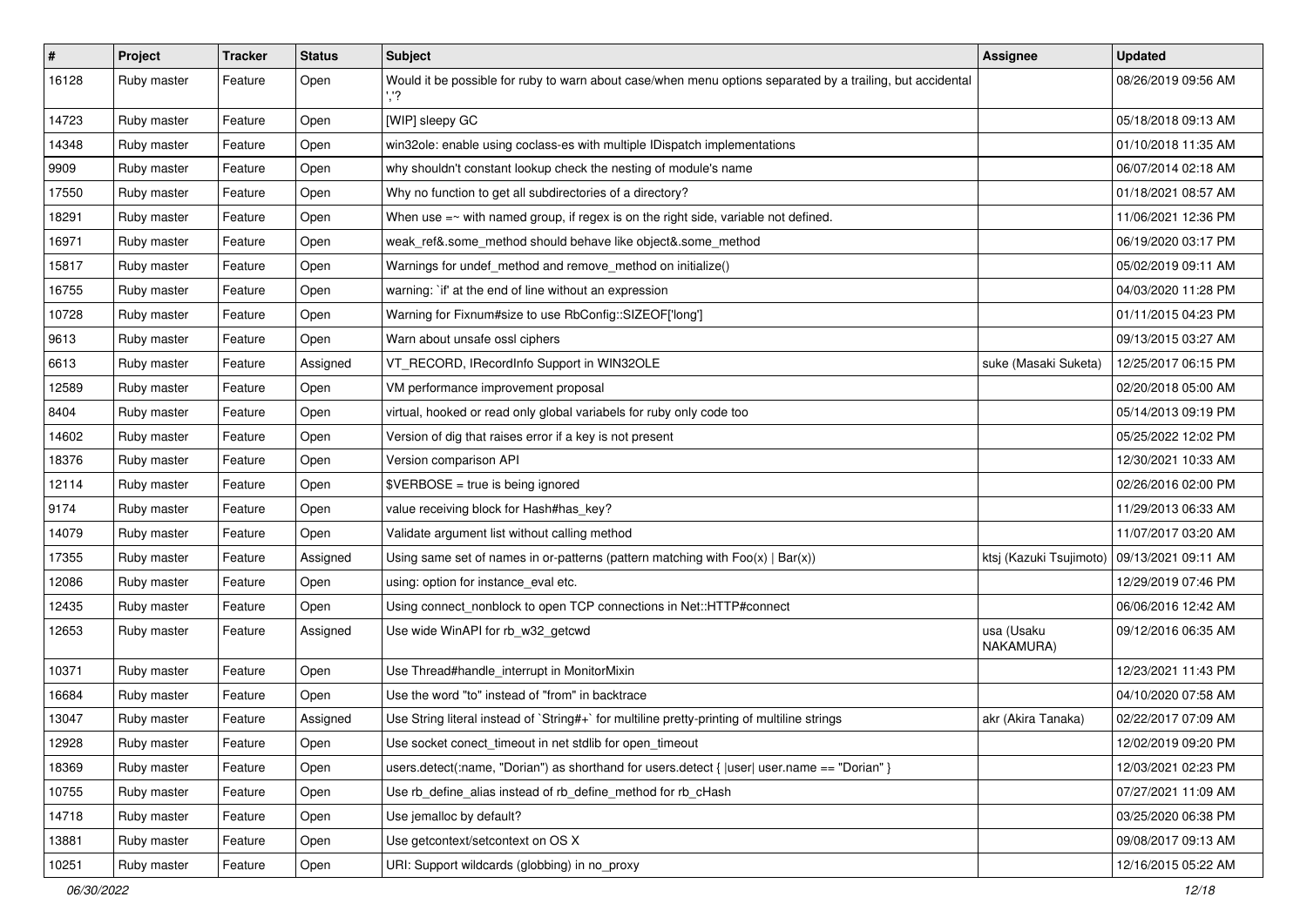| # | Project | Tracker | Status | Subject | Assignee | Updated |
|---|---|---|---|---|---|---|
| 16128 | Ruby master | Feature | Open | Would it be possible for ruby to warn about case/when menu options separated by a trailing, but accidental ','? | | 08/26/2019 09:56 AM |
| 14723 | Ruby master | Feature | Open | [WIP] sleepy GC | | 05/18/2018 09:13 AM |
| 14348 | Ruby master | Feature | Open | win32ole: enable using coclass-es with multiple IDispatch implementations | | 01/10/2018 11:35 AM |
| 9909 | Ruby master | Feature | Open | why shouldn't constant lookup check the nesting of module's name | | 06/07/2014 02:18 AM |
| 17550 | Ruby master | Feature | Open | Why no function to get all subdirectories of a directory? | | 01/18/2021 08:57 AM |
| 18291 | Ruby master | Feature | Open | When use =~ with named group, if regex is on the right side, variable not defined. | | 11/06/2021 12:36 PM |
| 16971 | Ruby master | Feature | Open | weak_ref&.some_method should behave like object&.some_method | | 06/19/2020 03:17 PM |
| 15817 | Ruby master | Feature | Open | Warnings for undef_method and remove_method on initialize() | | 05/02/2019 09:11 AM |
| 16755 | Ruby master | Feature | Open | warning: `if' at the end of line without an expression | | 04/03/2020 11:28 PM |
| 10728 | Ruby master | Feature | Open | Warning for Fixnum#size to use RbConfig::SIZEOF['long'] | | 01/11/2015 04:23 PM |
| 9613 | Ruby master | Feature | Open | Warn about unsafe ossl ciphers | | 09/13/2015 03:27 AM |
| 6613 | Ruby master | Feature | Assigned | VT_RECORD, IRecordInfo Support in WIN32OLE | suke (Masaki Suketa) | 12/25/2017 06:15 PM |
| 12589 | Ruby master | Feature | Open | VM performance improvement proposal | | 02/20/2018 05:00 AM |
| 8404 | Ruby master | Feature | Open | virtual, hooked or read only global variabels for ruby only code too | | 05/14/2013 09:19 PM |
| 14602 | Ruby master | Feature | Open | Version of dig that raises error if a key is not present | | 05/25/2022 12:02 PM |
| 18376 | Ruby master | Feature | Open | Version comparison API | | 12/30/2021 10:33 AM |
| 12114 | Ruby master | Feature | Open | $VERBOSE = true is being ignored | | 02/26/2016 02:00 PM |
| 9174 | Ruby master | Feature | Open | value receiving block for Hash#has_key? | | 11/29/2013 06:33 AM |
| 14079 | Ruby master | Feature | Open | Validate argument list without calling method | | 11/07/2017 03:20 AM |
| 17355 | Ruby master | Feature | Assigned | Using same set of names in or-patterns (pattern matching with Foo(x) \| Bar(x)) | ktsj (Kazuki Tsujimoto) | 09/13/2021 09:11 AM |
| 12086 | Ruby master | Feature | Open | using: option for instance_eval etc. | | 12/29/2019 07:46 PM |
| 12435 | Ruby master | Feature | Open | Using connect_nonblock to open TCP connections in Net::HTTP#connect | | 06/06/2016 12:42 AM |
| 12653 | Ruby master | Feature | Assigned | Use wide WinAPI for rb_w32_getcwd | usa (Usaku NAKAMURA) | 09/12/2016 06:35 AM |
| 10371 | Ruby master | Feature | Open | Use Thread#handle_interrupt in MonitorMixin | | 12/23/2021 11:43 PM |
| 16684 | Ruby master | Feature | Open | Use the word "to" instead of "from" in backtrace | | 04/10/2020 07:58 AM |
| 13047 | Ruby master | Feature | Assigned | Use String literal instead of `String#+` for multiline pretty-printing of multiline strings | akr (Akira Tanaka) | 02/22/2017 07:09 AM |
| 12928 | Ruby master | Feature | Open | Use socket conect_timeout in net stdlib for open_timeout | | 12/02/2019 09:20 PM |
| 18369 | Ruby master | Feature | Open | users.detect(:name, "Dorian") as shorthand for users.detect { \|user\| user.name == "Dorian" } | | 12/03/2021 02:23 PM |
| 10755 | Ruby master | Feature | Open | Use rb_define_alias instead of rb_define_method for rb_cHash | | 07/27/2021 11:09 AM |
| 14718 | Ruby master | Feature | Open | Use jemalloc by default? | | 03/25/2020 06:38 PM |
| 13881 | Ruby master | Feature | Open | Use getcontext/setcontext on OS X | | 09/08/2017 09:13 AM |
| 10251 | Ruby master | Feature | Open | URI: Support wildcards (globbing) in no_proxy | | 12/16/2015 05:22 AM |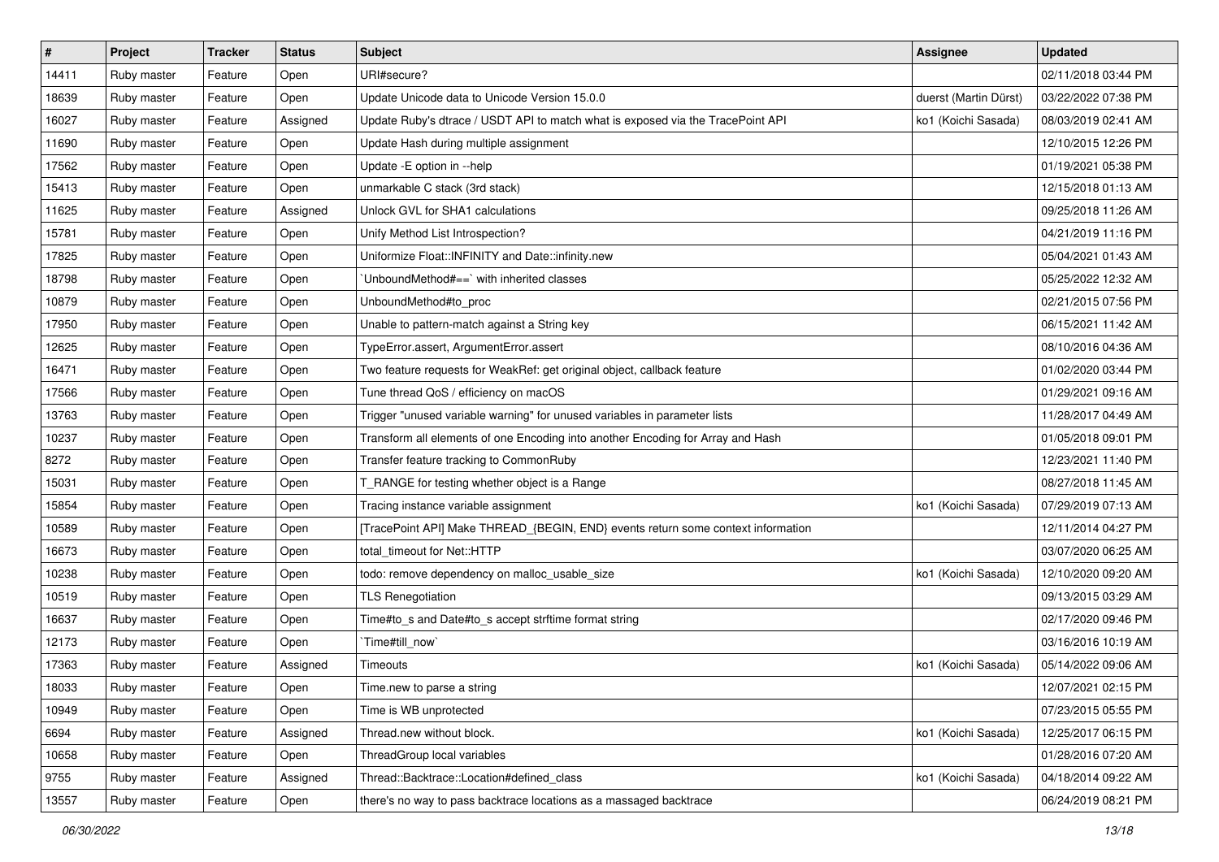| # | Project | Tracker | Status | Subject | Assignee | Updated |
|---|---|---|---|---|---|---|
| 14411 | Ruby master | Feature | Open | URI#secure? | | 02/11/2018 03:44 PM |
| 18639 | Ruby master | Feature | Open | Update Unicode data to Unicode Version 15.0.0 | duerst (Martin Dürst) | 03/22/2022 07:38 PM |
| 16027 | Ruby master | Feature | Assigned | Update Ruby's dtrace / USDT API to match what is exposed via the TracePoint API | ko1 (Koichi Sasada) | 08/03/2019 02:41 AM |
| 11690 | Ruby master | Feature | Open | Update Hash during multiple assignment | | 12/10/2015 12:26 PM |
| 17562 | Ruby master | Feature | Open | Update -E option in --help | | 01/19/2021 05:38 PM |
| 15413 | Ruby master | Feature | Open | unmarkable C stack (3rd stack) | | 12/15/2018 01:13 AM |
| 11625 | Ruby master | Feature | Assigned | Unlock GVL for SHA1 calculations | | 09/25/2018 11:26 AM |
| 15781 | Ruby master | Feature | Open | Unify Method List Introspection? | | 04/21/2019 11:16 PM |
| 17825 | Ruby master | Feature | Open | Uniformize Float::INFINITY and Date::infinity.new | | 05/04/2021 01:43 AM |
| 18798 | Ruby master | Feature | Open | `UnboundMethod#==` with inherited classes | | 05/25/2022 12:32 AM |
| 10879 | Ruby master | Feature | Open | UnboundMethod#to_proc | | 02/21/2015 07:56 PM |
| 17950 | Ruby master | Feature | Open | Unable to pattern-match against a String key | | 06/15/2021 11:42 AM |
| 12625 | Ruby master | Feature | Open | TypeError.assert, ArgumentError.assert | | 08/10/2016 04:36 AM |
| 16471 | Ruby master | Feature | Open | Two feature requests for WeakRef: get original object, callback feature | | 01/02/2020 03:44 PM |
| 17566 | Ruby master | Feature | Open | Tune thread QoS / efficiency on macOS | | 01/29/2021 09:16 AM |
| 13763 | Ruby master | Feature | Open | Trigger "unused variable warning" for unused variables in parameter lists | | 11/28/2017 04:49 AM |
| 10237 | Ruby master | Feature | Open | Transform all elements of one Encoding into another Encoding for Array and Hash | | 01/05/2018 09:01 PM |
| 8272 | Ruby master | Feature | Open | Transfer feature tracking to CommonRuby | | 12/23/2021 11:40 PM |
| 15031 | Ruby master | Feature | Open | T_RANGE for testing whether object is a Range | | 08/27/2018 11:45 AM |
| 15854 | Ruby master | Feature | Open | Tracing instance variable assignment | ko1 (Koichi Sasada) | 07/29/2019 07:13 AM |
| 10589 | Ruby master | Feature | Open | [TracePoint API] Make THREAD_{BEGIN, END} events return some context information | | 12/11/2014 04:27 PM |
| 16673 | Ruby master | Feature | Open | total_timeout for Net::HTTP | | 03/07/2020 06:25 AM |
| 10238 | Ruby master | Feature | Open | todo: remove dependency on malloc_usable_size | ko1 (Koichi Sasada) | 12/10/2020 09:20 AM |
| 10519 | Ruby master | Feature | Open | TLS Renegotiation | | 09/13/2015 03:29 AM |
| 16637 | Ruby master | Feature | Open | Time#to_s and Date#to_s accept strftime format string | | 02/17/2020 09:46 PM |
| 12173 | Ruby master | Feature | Open | `Time#till_now` | | 03/16/2016 10:19 AM |
| 17363 | Ruby master | Feature | Assigned | Timeouts | ko1 (Koichi Sasada) | 05/14/2022 09:06 AM |
| 18033 | Ruby master | Feature | Open | Time.new to parse a string | | 12/07/2021 02:15 PM |
| 10949 | Ruby master | Feature | Open | Time is WB unprotected | | 07/23/2015 05:55 PM |
| 6694 | Ruby master | Feature | Assigned | Thread.new without block. | ko1 (Koichi Sasada) | 12/25/2017 06:15 PM |
| 10658 | Ruby master | Feature | Open | ThreadGroup local variables | | 01/28/2016 07:20 AM |
| 9755 | Ruby master | Feature | Assigned | Thread::Backtrace::Location#defined_class | ko1 (Koichi Sasada) | 04/18/2014 09:22 AM |
| 13557 | Ruby master | Feature | Open | there's no way to pass backtrace locations as a massaged backtrace | | 06/24/2019 08:21 PM |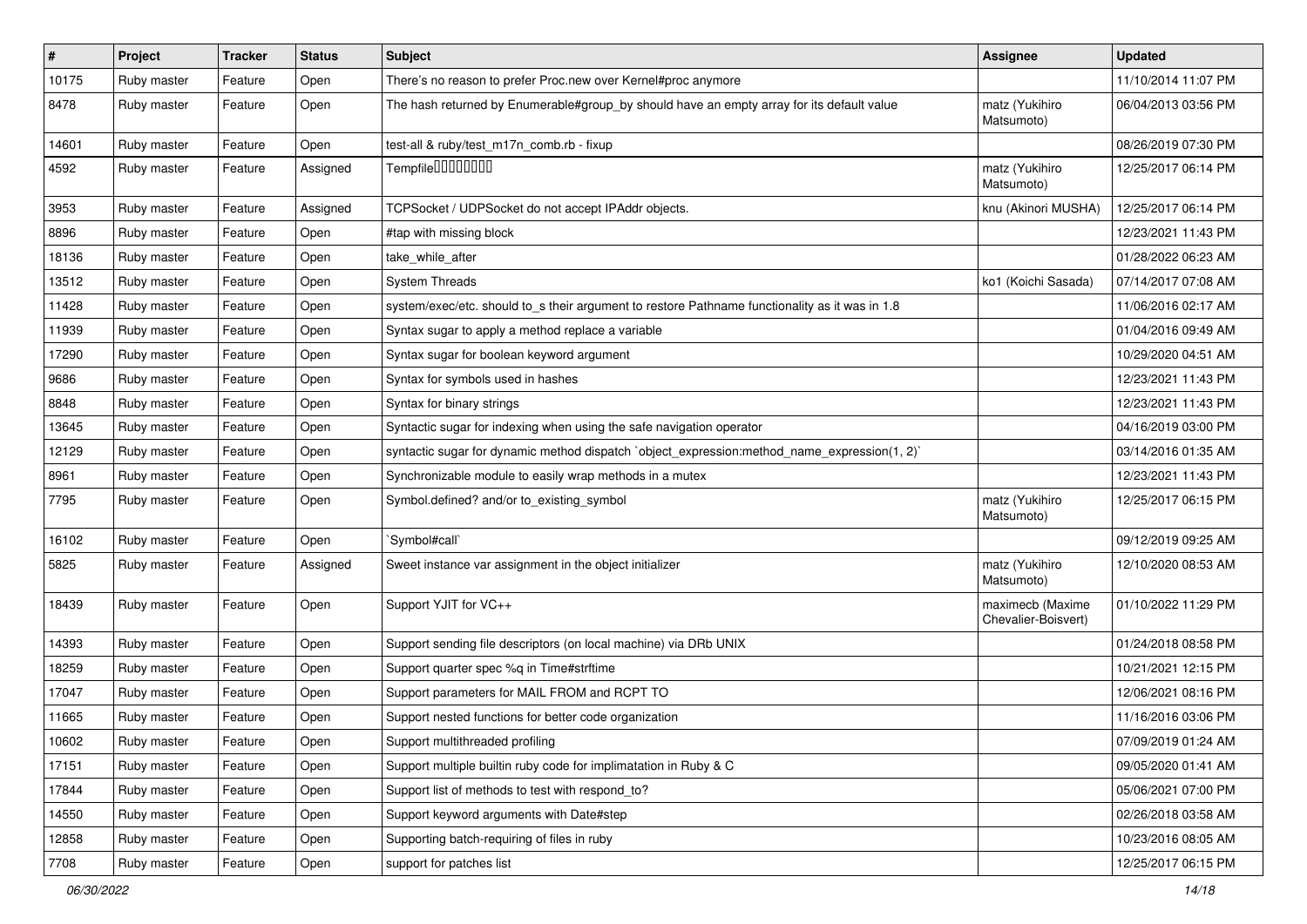| # | Project | Tracker | Status | Subject | Assignee | Updated |
|---|---|---|---|---|---|---|
| 10175 | Ruby master | Feature | Open | There's no reason to prefer Proc.new over Kernel#proc anymore | | 11/10/2014 11:07 PM |
| 8478 | Ruby master | Feature | Open | The hash returned by Enumerable#group_by should have an empty array for its default value | matz (Yukihiro Matsumoto) | 06/04/2013 03:56 PM |
| 14601 | Ruby master | Feature | Open | test-all & ruby/test_m17n_comb.rb - fixup | | 08/26/2019 07:30 PM |
| 4592 | Ruby master | Feature | Assigned | Tempfile�������� | matz (Yukihiro Matsumoto) | 12/25/2017 06:14 PM |
| 3953 | Ruby master | Feature | Assigned | TCPSocket / UDPSocket do not accept IPAddr objects. | knu (Akinori MUSHA) | 12/25/2017 06:14 PM |
| 8896 | Ruby master | Feature | Open | #tap with missing block | | 12/23/2021 11:43 PM |
| 18136 | Ruby master | Feature | Open | take_while_after | | 01/28/2022 06:23 AM |
| 13512 | Ruby master | Feature | Open | System Threads | ko1 (Koichi Sasada) | 07/14/2017 07:08 AM |
| 11428 | Ruby master | Feature | Open | system/exec/etc. should to_s their argument to restore Pathname functionality as it was in 1.8 | | 11/06/2016 02:17 AM |
| 11939 | Ruby master | Feature | Open | Syntax sugar to apply a method replace a variable | | 01/04/2016 09:49 AM |
| 17290 | Ruby master | Feature | Open | Syntax sugar for boolean keyword argument | | 10/29/2020 04:51 AM |
| 9686 | Ruby master | Feature | Open | Syntax for symbols used in hashes | | 12/23/2021 11:43 PM |
| 8848 | Ruby master | Feature | Open | Syntax for binary strings | | 12/23/2021 11:43 PM |
| 13645 | Ruby master | Feature | Open | Syntactic sugar for indexing when using the safe navigation operator | | 04/16/2019 03:00 PM |
| 12129 | Ruby master | Feature | Open | syntactic sugar for dynamic method dispatch `object_expression:method_name_expression(1, 2)` | | 03/14/2016 01:35 AM |
| 8961 | Ruby master | Feature | Open | Synchronizable module to easily wrap methods in a mutex | | 12/23/2021 11:43 PM |
| 7795 | Ruby master | Feature | Open | Symbol.defined? and/or to_existing_symbol | matz (Yukihiro Matsumoto) | 12/25/2017 06:15 PM |
| 16102 | Ruby master | Feature | Open | `Symbol#call` | | 09/12/2019 09:25 AM |
| 5825 | Ruby master | Feature | Assigned | Sweet instance var assignment in the object initializer | matz (Yukihiro Matsumoto) | 12/10/2020 08:53 AM |
| 18439 | Ruby master | Feature | Open | Support YJIT for VC++ | maximecb (Maxime Chevalier-Boisvert) | 01/10/2022 11:29 PM |
| 14393 | Ruby master | Feature | Open | Support sending file descriptors (on local machine) via DRb UNIX | | 01/24/2018 08:58 PM |
| 18259 | Ruby master | Feature | Open | Support quarter spec %q in Time#strftime | | 10/21/2021 12:15 PM |
| 17047 | Ruby master | Feature | Open | Support parameters for MAIL FROM and RCPT TO | | 12/06/2021 08:16 PM |
| 11665 | Ruby master | Feature | Open | Support nested functions for better code organization | | 11/16/2016 03:06 PM |
| 10602 | Ruby master | Feature | Open | Support multithreaded profiling | | 07/09/2019 01:24 AM |
| 17151 | Ruby master | Feature | Open | Support multiple builtin ruby code for implimatation in Ruby & C | | 09/05/2020 01:41 AM |
| 17844 | Ruby master | Feature | Open | Support list of methods to test with respond_to? | | 05/06/2021 07:00 PM |
| 14550 | Ruby master | Feature | Open | Support keyword arguments with Date#step | | 02/26/2018 03:58 AM |
| 12858 | Ruby master | Feature | Open | Supporting batch-requiring of files in ruby | | 10/23/2016 08:05 AM |
| 7708 | Ruby master | Feature | Open | support for patches list | | 12/25/2017 06:15 PM |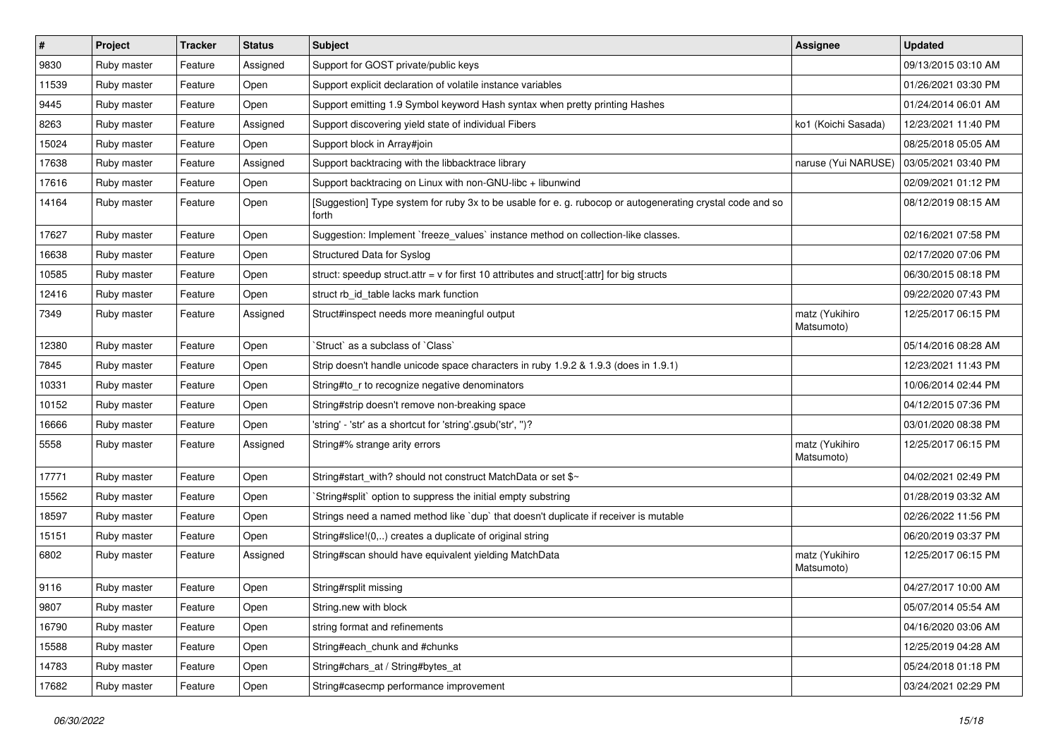| # | Project | Tracker | Status | Subject | Assignee | Updated |
|---|---|---|---|---|---|---|
| 9830 | Ruby master | Feature | Assigned | Support for GOST private/public keys | | 09/13/2015 03:10 AM |
| 11539 | Ruby master | Feature | Open | Support explicit declaration of volatile instance variables | | 01/26/2021 03:30 PM |
| 9445 | Ruby master | Feature | Open | Support emitting 1.9 Symbol keyword Hash syntax when pretty printing Hashes | | 01/24/2014 06:01 AM |
| 8263 | Ruby master | Feature | Assigned | Support discovering yield state of individual Fibers | ko1 (Koichi Sasada) | 12/23/2021 11:40 PM |
| 15024 | Ruby master | Feature | Open | Support block in Array#join | | 08/25/2018 05:05 AM |
| 17638 | Ruby master | Feature | Assigned | Support backtracing with the libbacktrace library | naruse (Yui NARUSE) | 03/05/2021 03:40 PM |
| 17616 | Ruby master | Feature | Open | Support backtracing on Linux with non-GNU-libc + libunwind | | 02/09/2021 01:12 PM |
| 14164 | Ruby master | Feature | Open | [Suggestion] Type system for ruby 3x to be usable for e. g. rubocop or autogenerating crystal code and so forth | | 08/12/2019 08:15 AM |
| 17627 | Ruby master | Feature | Open | Suggestion: Implement `freeze_values` instance method on collection-like classes. | | 02/16/2021 07:58 PM |
| 16638 | Ruby master | Feature | Open | Structured Data for Syslog | | 02/17/2020 07:06 PM |
| 10585 | Ruby master | Feature | Open | struct: speedup struct.attr = v for first 10 attributes and struct[:attr] for big structs | | 06/30/2015 08:18 PM |
| 12416 | Ruby master | Feature | Open | struct rb_id_table lacks mark function | | 09/22/2020 07:43 PM |
| 7349 | Ruby master | Feature | Assigned | Struct#inspect needs more meaningful output | matz (Yukihiro Matsumoto) | 12/25/2017 06:15 PM |
| 12380 | Ruby master | Feature | Open | `Struct` as a subclass of `Class` | | 05/14/2016 08:28 AM |
| 7845 | Ruby master | Feature | Open | Strip doesn't handle unicode space characters in ruby 1.9.2 & 1.9.3 (does in 1.9.1) | | 12/23/2021 11:43 PM |
| 10331 | Ruby master | Feature | Open | String#to_r to recognize negative denominators | | 10/06/2014 02:44 PM |
| 10152 | Ruby master | Feature | Open | String#strip doesn't remove non-breaking space | | 04/12/2015 07:36 PM |
| 16666 | Ruby master | Feature | Open | 'string' - 'str' as a shortcut for 'string'.gsub('str', '')? | | 03/01/2020 08:38 PM |
| 5558 | Ruby master | Feature | Assigned | String#% strange arity errors | matz (Yukihiro Matsumoto) | 12/25/2017 06:15 PM |
| 17771 | Ruby master | Feature | Open | String#start_with? should not construct MatchData or set $~ | | 04/02/2021 02:49 PM |
| 15562 | Ruby master | Feature | Open | `String#split` option to suppress the initial empty substring | | 01/28/2019 03:32 AM |
| 18597 | Ruby master | Feature | Open | Strings need a named method like `dup` that doesn't duplicate if receiver is mutable | | 02/26/2022 11:56 PM |
| 15151 | Ruby master | Feature | Open | String#slice!(0,..) creates a duplicate of original string | | 06/20/2019 03:37 PM |
| 6802 | Ruby master | Feature | Assigned | String#scan should have equivalent yielding MatchData | matz (Yukihiro Matsumoto) | 12/25/2017 06:15 PM |
| 9116 | Ruby master | Feature | Open | String#rsplit missing | | 04/27/2017 10:00 AM |
| 9807 | Ruby master | Feature | Open | String.new with block | | 05/07/2014 05:54 AM |
| 16790 | Ruby master | Feature | Open | string format and refinements | | 04/16/2020 03:06 AM |
| 15588 | Ruby master | Feature | Open | String#each_chunk and #chunks | | 12/25/2019 04:28 AM |
| 14783 | Ruby master | Feature | Open | String#chars_at / String#bytes_at | | 05/24/2018 01:18 PM |
| 17682 | Ruby master | Feature | Open | String#casecmp performance improvement | | 03/24/2021 02:29 PM |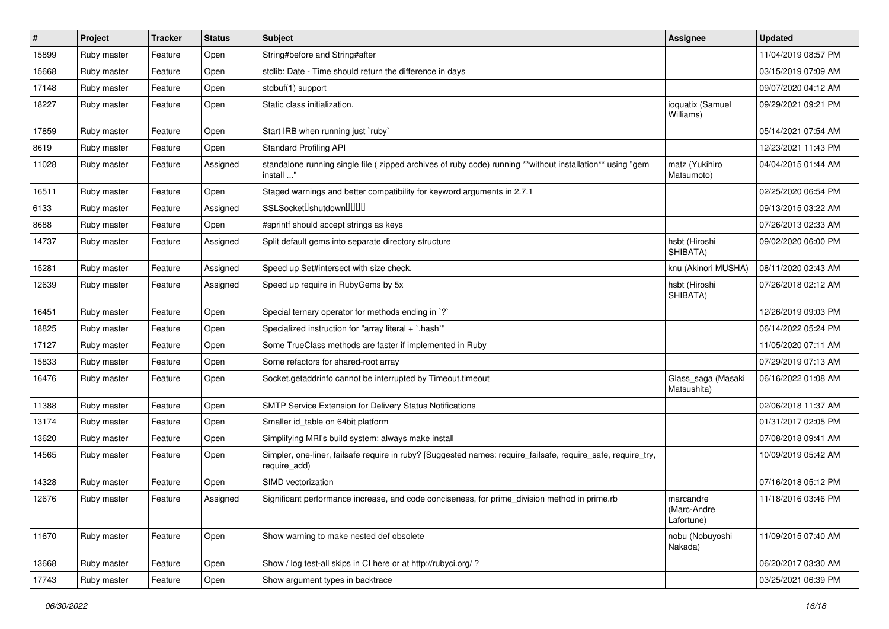| # | Project | Tracker | Status | Subject | Assignee | Updated |
|---|---|---|---|---|---|---|
| 15899 | Ruby master | Feature | Open | String#before and String#after | | 11/04/2019 08:57 PM |
| 15668 | Ruby master | Feature | Open | stdlib: Date - Time should return the difference in days | | 03/15/2019 07:09 AM |
| 17148 | Ruby master | Feature | Open | stdbuf(1) support | | 09/07/2020 04:12 AM |
| 18227 | Ruby master | Feature | Open | Static class initialization. | ioquatix (Samuel Williams) | 09/29/2021 09:21 PM |
| 17859 | Ruby master | Feature | Open | Start IRB when running just `ruby` | | 05/14/2021 07:54 AM |
| 8619 | Ruby master | Feature | Open | Standard Profiling API | | 12/23/2021 11:43 PM |
| 11028 | Ruby master | Feature | Assigned | standalone running single file ( zipped archives of ruby code) running **without installation** using "gem install ..." | matz (Yukihiro Matsumoto) | 04/04/2015 01:44 AM |
| 16511 | Ruby master | Feature | Open | Staged warnings and better compatibility for keyword arguments in 2.7.1 | | 02/25/2020 06:54 PM |
| 6133 | Ruby master | Feature | Assigned | SSLSocket�shutdown���� | | 09/13/2015 03:22 AM |
| 8688 | Ruby master | Feature | Open | #sprintf should accept strings as keys | | 07/26/2013 02:33 AM |
| 14737 | Ruby master | Feature | Assigned | Split default gems into separate directory structure | hsbt (Hiroshi SHIBATA) | 09/02/2020 06:00 PM |
| 15281 | Ruby master | Feature | Assigned | Speed up Set#intersect with size check. | knu (Akinori MUSHA) | 08/11/2020 02:43 AM |
| 12639 | Ruby master | Feature | Assigned | Speed up require in RubyGems by 5x | hsbt (Hiroshi SHIBATA) | 07/26/2018 02:12 AM |
| 16451 | Ruby master | Feature | Open | Special ternary operator for methods ending in `?` | | 12/26/2019 09:03 PM |
| 18825 | Ruby master | Feature | Open | Specialized instruction for "array literal + `.hash`" | | 06/14/2022 05:24 PM |
| 17127 | Ruby master | Feature | Open | Some TrueClass methods are faster if implemented in Ruby | | 11/05/2020 07:11 AM |
| 15833 | Ruby master | Feature | Open | Some refactors for shared-root array | | 07/29/2019 07:13 AM |
| 16476 | Ruby master | Feature | Open | Socket.getaddrinfo cannot be interrupted by Timeout.timeout | Glass_saga (Masaki Matsushita) | 06/16/2022 01:08 AM |
| 11388 | Ruby master | Feature | Open | SMTP Service Extension for Delivery Status Notifications | | 02/06/2018 11:37 AM |
| 13174 | Ruby master | Feature | Open | Smaller id_table on 64bit platform | | 01/31/2017 02:05 PM |
| 13620 | Ruby master | Feature | Open | Simplifying MRI's build system: always make install | | 07/08/2018 09:41 AM |
| 14565 | Ruby master | Feature | Open | Simpler, one-liner, failsafe require in ruby? [Suggested names: require_failsafe, require_safe, require_try, require_add) | | 10/09/2019 05:42 AM |
| 14328 | Ruby master | Feature | Open | SIMD vectorization | | 07/16/2018 05:12 PM |
| 12676 | Ruby master | Feature | Assigned | Significant performance increase, and code conciseness, for prime_division method in prime.rb | marcandre (Marc-Andre Lafortune) | 11/18/2016 03:46 PM |
| 11670 | Ruby master | Feature | Open | Show warning to make nested def obsolete | nobu (Nobuyoshi Nakada) | 11/09/2015 07:40 AM |
| 13668 | Ruby master | Feature | Open | Show / log test-all skips in CI here or at http://rubyci.org/ ? | | 06/20/2017 03:30 AM |
| 17743 | Ruby master | Feature | Open | Show argument types in backtrace | | 03/25/2021 06:39 PM |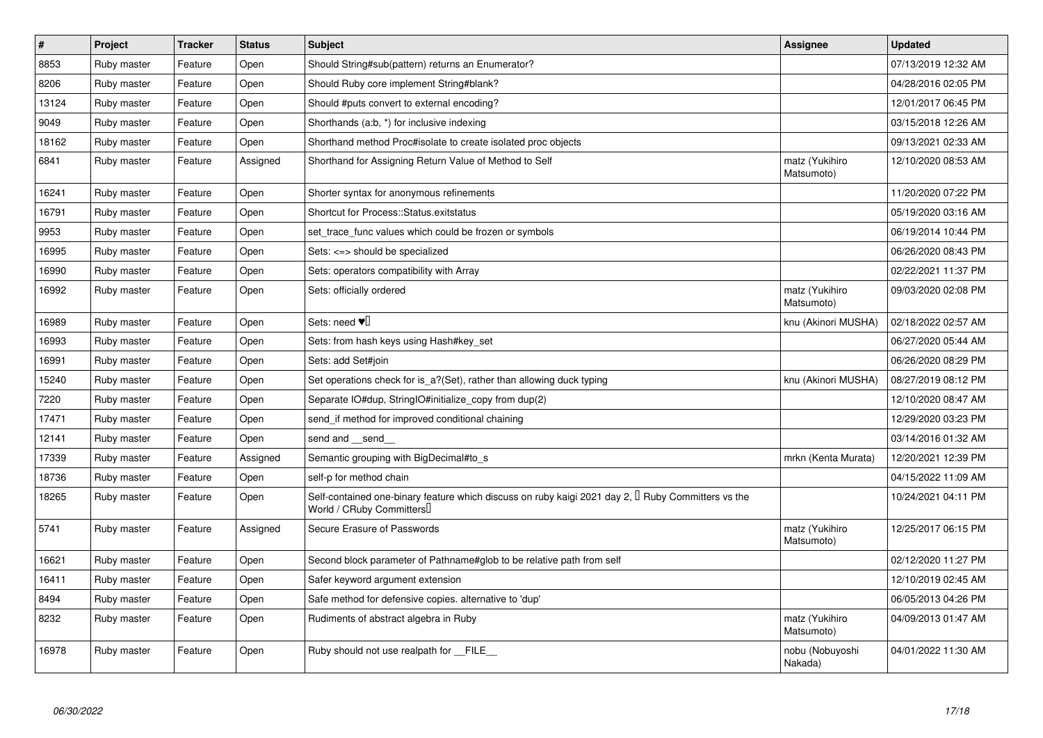| # | Project | Tracker | Status | Subject | Assignee | Updated |
|---|---|---|---|---|---|---|
| 8853 | Ruby master | Feature | Open | Should String#sub(pattern) returns an Enumerator? | | 07/13/2019 12:32 AM |
| 8206 | Ruby master | Feature | Open | Should Ruby core implement String#blank? | | 04/28/2016 02:05 PM |
| 13124 | Ruby master | Feature | Open | Should #puts convert to external encoding? | | 12/01/2017 06:45 PM |
| 9049 | Ruby master | Feature | Open | Shorthands (a:b, *) for inclusive indexing | | 03/15/2018 12:26 AM |
| 18162 | Ruby master | Feature | Open | Shorthand method Proc#isolate to create isolated proc objects | | 09/13/2021 02:33 AM |
| 6841 | Ruby master | Feature | Assigned | Shorthand for Assigning Return Value of Method to Self | matz (Yukihiro Matsumoto) | 12/10/2020 08:53 AM |
| 16241 | Ruby master | Feature | Open | Shorter syntax for anonymous refinements | | 11/20/2020 07:22 PM |
| 16791 | Ruby master | Feature | Open | Shortcut for Process::Status.exitstatus | | 05/19/2020 03:16 AM |
| 9953 | Ruby master | Feature | Open | set_trace_func values which could be frozen or symbols | | 06/19/2014 10:44 PM |
| 16995 | Ruby master | Feature | Open | Sets: <=> should be specialized | | 06/26/2020 08:43 PM |
| 16990 | Ruby master | Feature | Open | Sets: operators compatibility with Array | | 02/22/2021 11:37 PM |
| 16992 | Ruby master | Feature | Open | Sets: officially ordered | matz (Yukihiro Matsumoto) | 09/03/2020 02:08 PM |
| 16989 | Ruby master | Feature | Open | Sets: need ♥️ | knu (Akinori MUSHA) | 02/18/2022 02:57 AM |
| 16993 | Ruby master | Feature | Open | Sets: from hash keys using Hash#key_set | | 06/27/2020 05:44 AM |
| 16991 | Ruby master | Feature | Open | Sets: add Set#join | | 06/26/2020 08:29 PM |
| 15240 | Ruby master | Feature | Open | Set operations check for is_a?(Set), rather than allowing duck typing | knu (Akinori MUSHA) | 08/27/2019 08:12 PM |
| 7220 | Ruby master | Feature | Open | Separate IO#dup, StringIO#initialize_copy from dup(2) | | 12/10/2020 08:47 AM |
| 17471 | Ruby master | Feature | Open | send_if method for improved conditional chaining | | 12/29/2020 03:23 PM |
| 12141 | Ruby master | Feature | Open | send and __send__ | | 03/14/2016 01:32 AM |
| 17339 | Ruby master | Feature | Assigned | Semantic grouping with BigDecimal#to_s | mrkn (Kenta Murata) | 12/20/2021 12:39 PM |
| 18736 | Ruby master | Feature | Open | self-p for method chain | | 04/15/2022 11:09 AM |
| 18265 | Ruby master | Feature | Open | Self-contained one-binary feature which discuss on ruby kaigi 2021 day 2, 「Ruby Committers vs the World / CRuby Committers」 | | 10/24/2021 04:11 PM |
| 5741 | Ruby master | Feature | Assigned | Secure Erasure of Passwords | matz (Yukihiro Matsumoto) | 12/25/2017 06:15 PM |
| 16621 | Ruby master | Feature | Open | Second block parameter of Pathname#glob to be relative path from self | | 02/12/2020 11:27 PM |
| 16411 | Ruby master | Feature | Open | Safer keyword argument extension | | 12/10/2019 02:45 AM |
| 8494 | Ruby master | Feature | Open | Safe method for defensive copies. alternative to 'dup' | | 06/05/2013 04:26 PM |
| 8232 | Ruby master | Feature | Open | Rudiments of abstract algebra in Ruby | matz (Yukihiro Matsumoto) | 04/09/2013 01:47 AM |
| 16978 | Ruby master | Feature | Open | Ruby should not use realpath for __FILE__ | nobu (Nobuyoshi Nakada) | 04/01/2022 11:30 AM |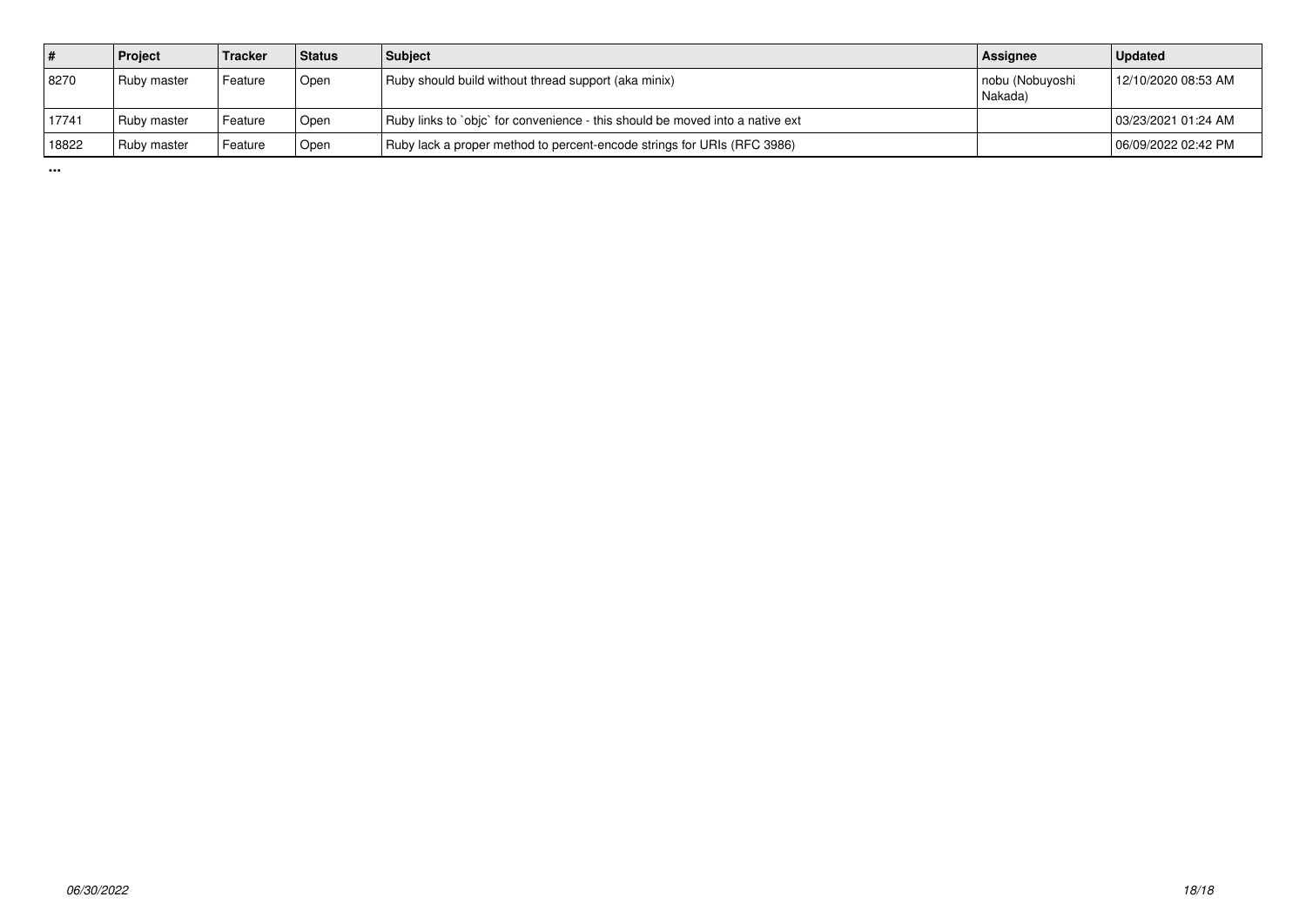| # | Project | Tracker | Status | Subject | Assignee | Updated |
|---|---|---|---|---|---|---|
| 8270 | Ruby master | Feature | Open | Ruby should build without thread support (aka minix) | nobu (Nobuyoshi Nakada) | 12/10/2020 08:53 AM |
| 17741 | Ruby master | Feature | Open | Ruby links to `objc` for convenience - this should be moved into a native ext | | 03/23/2021 01:24 AM |
| 18822 | Ruby master | Feature | Open | Ruby lack a proper method to percent-encode strings for URIs (RFC 3986) | | 06/09/2022 02:42 PM |

...